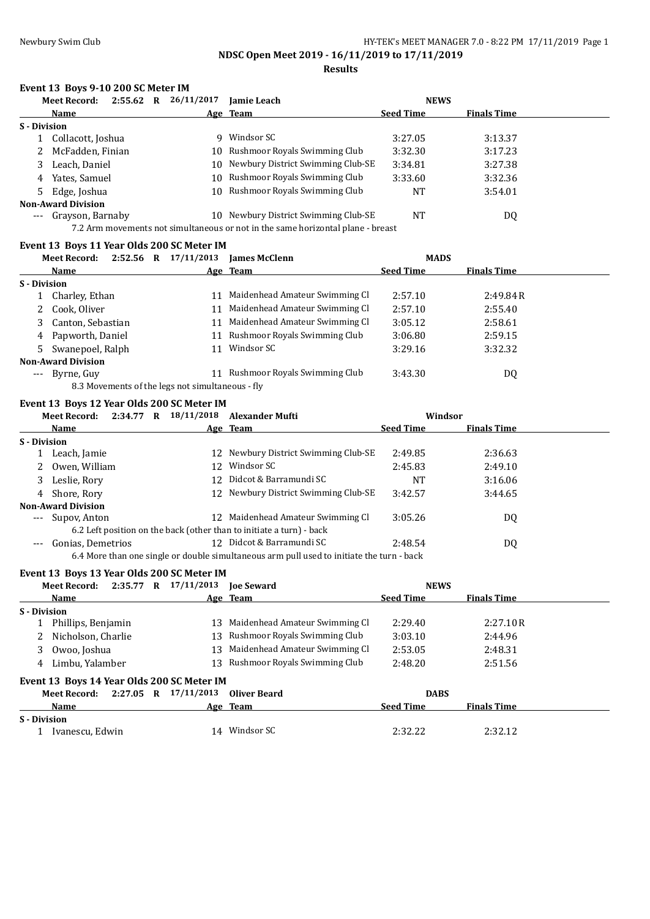# NDSC Open Meet 2019 - 16/11/2019 to 17/11/2019

## Results

### Event 13 Boys 9-10 200 SC Meter IM

**Meet Record:** 2:55.62 R 26/11/2017 Jamie Leach NEWS

| | Name | Age | Team | Seed Time | Finals Time |
|---|---|---|---|---|---|
| **S - Division** | | | | | |
| 1 | Collacott, Joshua | 9 | Windsor SC | 3:27.05 | 3:13.37 |
| 2 | McFadden, Finian | 10 | Rushmoor Royals Swimming Club | 3:32.30 | 3:17.23 |
| 3 | Leach, Daniel | 10 | Newbury District Swimming Club-SE | 3:34.81 | 3:27.38 |
| 4 | Yates, Samuel | 10 | Rushmoor Royals Swimming Club | 3:33.60 | 3:32.36 |
| 5 | Edge, Joshua | 10 | Rushmoor Royals Swimming Club | NT | 3:54.01 |
| **Non-Award Division** | | | | | |
| --- | Grayson, Barnaby | 10 | Newbury District Swimming Club-SE | NT | DQ |
| | 7.2 Arm movements not simultaneous or not in the same horizontal plane - breast | | | | |

### Event 13 Boys 11 Year Olds 200 SC Meter IM

**Meet Record:** 2:52.56 R 17/11/2013 James McClenn MADS

| | Name | Age | Team | Seed Time | Finals Time |
|---|---|---|---|---|---|
| **S - Division** | | | | | |
| 1 | Charley, Ethan | 11 | Maidenhead Amateur Swimming Cl | 2:57.10 | 2:49.84R |
| 2 | Cook, Oliver | 11 | Maidenhead Amateur Swimming Cl | 2:57.10 | 2:55.40 |
| 3 | Canton, Sebastian | 11 | Maidenhead Amateur Swimming Cl | 3:05.12 | 2:58.61 |
| 4 | Papworth, Daniel | 11 | Rushmoor Royals Swimming Club | 3:06.80 | 2:59.15 |
| 5 | Swanepoel, Ralph | 11 | Windsor SC | 3:29.16 | 3:32.32 |
| **Non-Award Division** | | | | | |
| --- | Byrne, Guy | 11 | Rushmoor Royals Swimming Club | 3:43.30 | DQ |
| | 8.3 Movements of the legs not simultaneous - fly | | | | |

### Event 13 Boys 12 Year Olds 200 SC Meter IM

**Meet Record:** 2:34.77 R 18/11/2018 Alexander Mufti Windsor

| | Name | Age | Team | Seed Time | Finals Time |
|---|---|---|---|---|---|
| **S - Division** | | | | | |
| 1 | Leach, Jamie | 12 | Newbury District Swimming Club-SE | 2:49.85 | 2:36.63 |
| 2 | Owen, William | 12 | Windsor SC | 2:45.83 | 2:49.10 |
| 3 | Leslie, Rory | 12 | Didcot & Barramundi SC | NT | 3:16.06 |
| 4 | Shore, Rory | 12 | Newbury District Swimming Club-SE | 3:42.57 | 3:44.65 |
| **Non-Award Division** | | | | | |
| --- | Supov, Anton | 12 | Maidenhead Amateur Swimming Cl | 3:05.26 | DQ |
| | 6.2 Left position on the back (other than to initiate a turn) - back | | | | |
| --- | Gonias, Demetrios | 12 | Didcot & Barramundi SC | 2:48.54 | DQ |
| | 6.4 More than one single or double simultaneous arm pull used to initiate the turn - back | | | | |

### Event 13 Boys 13 Year Olds 200 SC Meter IM

**Meet Record:** 2:35.77 R 17/11/2013 Joe Seward NEWS

| | Name | Age | Team | Seed Time | Finals Time |
|---|---|---|---|---|---|
| **S - Division** | | | | | |
| 1 | Phillips, Benjamin | 13 | Maidenhead Amateur Swimming Cl | 2:29.40 | 2:27.10R |
| 2 | Nicholson, Charlie | 13 | Rushmoor Royals Swimming Club | 3:03.10 | 2:44.96 |
| 3 | Owoo, Joshua | 13 | Maidenhead Amateur Swimming Cl | 2:53.05 | 2:48.31 |
| 4 | Limbu, Yalamber | 13 | Rushmoor Royals Swimming Club | 2:48.20 | 2:51.56 |

### Event 13 Boys 14 Year Olds 200 SC Meter IM

**Meet Record:** 2:27.05 R 17/11/2013 Oliver Beard DABS

| | Name | Age | Team | Seed Time | Finals Time |
|---|---|---|---|---|---|
| **S - Division** | | | | | |
| 1 | Ivanescu, Edwin | 14 | Windsor SC | 2:32.22 | 2:32.12 |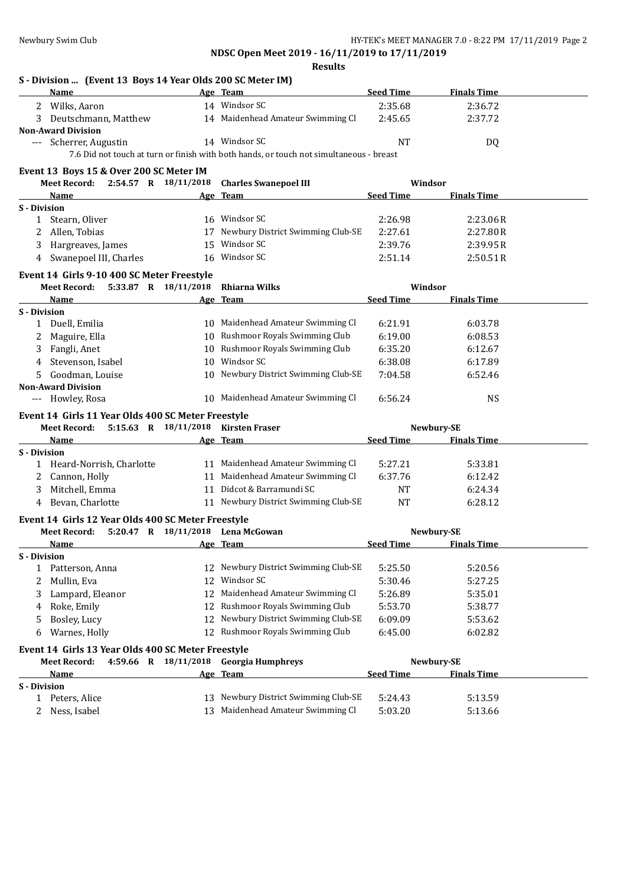**NDSC Open Meet 2019 - 16/11/2019 to 17/11/2019**

**Results**

### S - Division ... (Event 13 Boys 14 Year Olds 200 SC Meter IM)

| | Name | Age | Team | Seed Time | Finals Time |
|---|---|---|---|---|---|
| 2 | Wilks, Aaron | 14 | Windsor SC | 2:35.68 | 2:36.72 |
| 3 | Deutschmann, Matthew | 14 | Maidenhead Amateur Swimming Cl | 2:45.65 | 2:37.72 |
| **Non-Award Division** | | | | | |
| --- | Scherrer, Augustin | 14 | Windsor SC | NT | DQ |

7.6 Did not touch at turn or finish with both hands, or touch not simultaneous - breast

### Event 13 Boys 15 & Over 200 SC Meter IM

Meet Record: 2:54.57 R 18/11/2018 Charles Swanepoel III Windsor

| | Name | Age | Team | Seed Time | Finals Time |
|---|---|---|---|---|---|
| **S - Division** | | | | | |
| 1 | Stearn, Oliver | 16 | Windsor SC | 2:26.98 | 2:23.06R |
| 2 | Allen, Tobias | 17 | Newbury District Swimming Club-SE | 2:27.61 | 2:27.80R |
| 3 | Hargreaves, James | 15 | Windsor SC | 2:39.76 | 2:39.95R |
| 4 | Swanepoel III, Charles | 16 | Windsor SC | 2:51.14 | 2:50.51R |

### Event 14 Girls 9-10 400 SC Meter Freestyle

Meet Record: 5:33.87 R 18/11/2018 Rhiarna Wilks Windsor

| | Name | Age | Team | Seed Time | Finals Time |
|---|---|---|---|---|---|
| **S - Division** | | | | | |
| 1 | Duell, Emilia | 10 | Maidenhead Amateur Swimming Cl | 6:21.91 | 6:03.78 |
| 2 | Maguire, Ella | 10 | Rushmoor Royals Swimming Club | 6:19.00 | 6:08.53 |
| 3 | Fangli, Anet | 10 | Rushmoor Royals Swimming Club | 6:35.20 | 6:12.67 |
| 4 | Stevenson, Isabel | 10 | Windsor SC | 6:38.08 | 6:17.89 |
| 5 | Goodman, Louise | 10 | Newbury District Swimming Club-SE | 7:04.58 | 6:52.46 |
| **Non-Award Division** | | | | | |
| --- | Howley, Rosa | 10 | Maidenhead Amateur Swimming Cl | 6:56.24 | NS |

### Event 14 Girls 11 Year Olds 400 SC Meter Freestyle

Meet Record: 5:15.63 R 18/11/2018 Kirsten Fraser Newbury-SE

| | Name | Age | Team | Seed Time | Finals Time |
|---|---|---|---|---|---|
| **S - Division** | | | | | |
| 1 | Heard-Norrish, Charlotte | 11 | Maidenhead Amateur Swimming Cl | 5:27.21 | 5:33.81 |
| 2 | Cannon, Holly | 11 | Maidenhead Amateur Swimming Cl | 6:37.76 | 6:12.42 |
| 3 | Mitchell, Emma | 11 | Didcot & Barramundi SC | NT | 6:24.34 |
| 4 | Bevan, Charlotte | 11 | Newbury District Swimming Club-SE | NT | 6:28.12 |

### Event 14 Girls 12 Year Olds 400 SC Meter Freestyle

Meet Record: 5:20.47 R 18/11/2018 Lena McGowan Newbury-SE

| | Name | Age | Team | Seed Time | Finals Time |
|---|---|---|---|---|---|
| **S - Division** | | | | | |
| 1 | Patterson, Anna | 12 | Newbury District Swimming Club-SE | 5:25.50 | 5:20.56 |
| 2 | Mullin, Eva | 12 | Windsor SC | 5:30.46 | 5:27.25 |
| 3 | Lampard, Eleanor | 12 | Maidenhead Amateur Swimming Cl | 5:26.89 | 5:35.01 |
| 4 | Roke, Emily | 12 | Rushmoor Royals Swimming Club | 5:53.70 | 5:38.77 |
| 5 | Bosley, Lucy | 12 | Newbury District Swimming Club-SE | 6:09.09 | 5:53.62 |
| 6 | Warnes, Holly | 12 | Rushmoor Royals Swimming Club | 6:45.00 | 6:02.82 |

### Event 14 Girls 13 Year Olds 400 SC Meter Freestyle

Meet Record: 4:59.66 R 18/11/2018 Georgia Humphreys Newbury-SE

| | Name | Age | Team | Seed Time | Finals Time |
|---|---|---|---|---|---|
| **S - Division** | | | | | |
| 1 | Peters, Alice | 13 | Newbury District Swimming Club-SE | 5:24.43 | 5:13.59 |
| 2 | Ness, Isabel | 13 | Maidenhead Amateur Swimming Cl | 5:03.20 | 5:13.66 |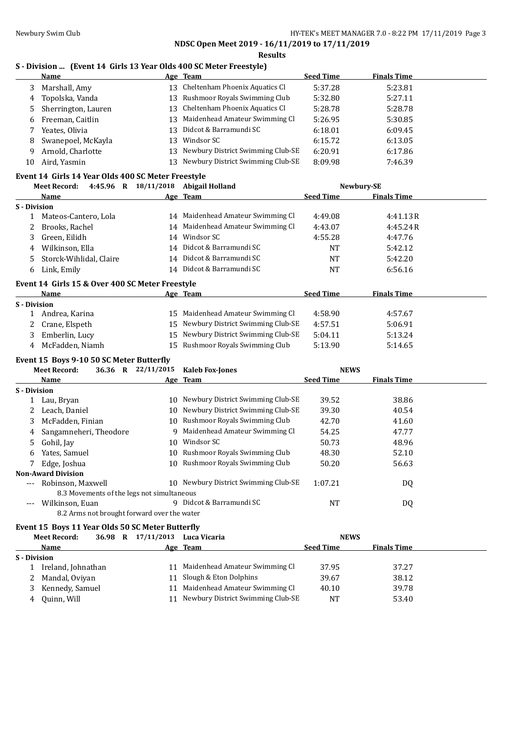NDSC Open Meet 2019 - 16/11/2019 to 17/11/2019

**Results**

### S - Division ... (Event 14 Girls 13 Year Olds 400 SC Meter Freestyle)

| | Name | Age | Team | Seed Time | Finals Time |
|---|---|---|---|---|---|
| 3 | Marshall, Amy | 13 | Cheltenham Phoenix Aquatics Cl | 5:37.28 | 5:23.81 |
| 4 | Topolska, Vanda | 13 | Rushmoor Royals Swimming Club | 5:32.80 | 5:27.11 |
| 5 | Sherrington, Lauren | 13 | Cheltenham Phoenix Aquatics Cl | 5:28.78 | 5:28.78 |
| 6 | Freeman, Caitlin | 13 | Maidenhead Amateur Swimming Cl | 5:26.95 | 5:30.85 |
| 7 | Yeates, Olivia | 13 | Didcot & Barramundi SC | 6:18.01 | 6:09.45 |
| 8 | Swanepoel, McKayla | 13 | Windsor SC | 6:15.72 | 6:13.05 |
| 9 | Arnold, Charlotte | 13 | Newbury District Swimming Club-SE | 6:20.91 | 6:17.86 |
| 10 | Aird, Yasmin | 13 | Newbury District Swimming Club-SE | 8:09.98 | 7:46.39 |

### Event 14 Girls 14 Year Olds 400 SC Meter Freestyle

Meet Record: 4:45.96 R 18/11/2018 Abigail Holland Newbury-SE

| | Name | Age | Team | Seed Time | Finals Time |
|---|---|---|---|---|---|
| **S - Division** | | | | | |
| 1 | Mateos-Cantero, Lola | 14 | Maidenhead Amateur Swimming Cl | 4:49.08 | 4:41.13R |
| 2 | Brooks, Rachel | 14 | Maidenhead Amateur Swimming Cl | 4:43.07 | 4:45.24R |
| 3 | Green, Eilidh | 14 | Windsor SC | 4:55.28 | 4:47.76 |
| 4 | Wilkinson, Ella | 14 | Didcot & Barramundi SC | NT | 5:42.12 |
| 5 | Storck-Wihlidal, Claire | 14 | Didcot & Barramundi SC | NT | 5:42.20 |
| 6 | Link, Emily | 14 | Didcot & Barramundi SC | NT | 6:56.16 |

### Event 14 Girls 15 & Over 400 SC Meter Freestyle

| | Name | Age | Team | Seed Time | Finals Time |
|---|---|---|---|---|---|
| **S - Division** | | | | | |
| 1 | Andrea, Karina | 15 | Maidenhead Amateur Swimming Cl | 4:58.90 | 4:57.67 |
| 2 | Crane, Elspeth | 15 | Newbury District Swimming Club-SE | 4:57.51 | 5:06.91 |
| 3 | Emberlin, Lucy | 15 | Newbury District Swimming Club-SE | 5:04.11 | 5:13.24 |
| 4 | McFadden, Niamh | 15 | Rushmoor Royals Swimming Club | 5:13.90 | 5:14.65 |

### Event 15 Boys 9-10 50 SC Meter Butterfly

Meet Record: 36.36 R 22/11/2015 Kaleb Fox-Jones NEWS

| | Name | Age | Team | Seed Time | Finals Time |
|---|---|---|---|---|---|
| **S - Division** | | | | | |
| 1 | Lau, Bryan | 10 | Newbury District Swimming Club-SE | 39.52 | 38.86 |
| 2 | Leach, Daniel | 10 | Newbury District Swimming Club-SE | 39.30 | 40.54 |
| 3 | McFadden, Finian | 10 | Rushmoor Royals Swimming Club | 42.70 | 41.60 |
| 4 | Sangamneheri, Theodore | 9 | Maidenhead Amateur Swimming Cl | 54.25 | 47.77 |
| 5 | Gohil, Jay | 10 | Windsor SC | 50.73 | 48.96 |
| 6 | Yates, Samuel | 10 | Rushmoor Royals Swimming Club | 48.30 | 52.10 |
| 7 | Edge, Joshua | 10 | Rushmoor Royals Swimming Club | 50.20 | 56.63 |
| **Non-Award Division** | | | | | |
| --- | Robinson, Maxwell | 10 | Newbury District Swimming Club-SE | 1:07.21 | DQ |
| | 8.3 Movements of the legs not simultaneous | | | | |
| --- | Wilkinson, Euan | 9 | Didcot & Barramundi SC | NT | DQ |
| | 8.2 Arms not brought forward over the water | | | | |

### Event 15 Boys 11 Year Olds 50 SC Meter Butterfly

Meet Record: 36.98 R 17/11/2013 Luca Vicaria NEWS

| | Name | Age | Team | Seed Time | Finals Time |
|---|---|---|---|---|---|
| **S - Division** | | | | | |
| 1 | Ireland, Johnathan | 11 | Maidenhead Amateur Swimming Cl | 37.95 | 37.27 |
| 2 | Mandal, Oviyan | 11 | Slough & Eton Dolphins | 39.67 | 38.12 |
| 3 | Kennedy, Samuel | 11 | Maidenhead Amateur Swimming Cl | 40.10 | 39.78 |
| 4 | Quinn, Will | 11 | Newbury District Swimming Club-SE | NT | 53.40 |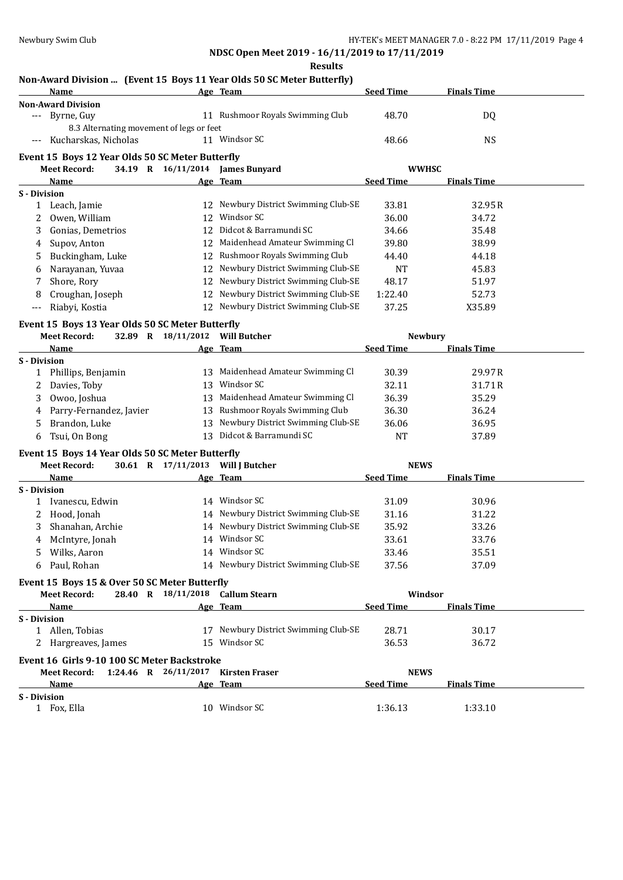**NDSC Open Meet 2019 - 16/11/2019 to 17/11/2019**

**Results**

## Non-Award Division ... (Event 15 Boys 11 Year Olds 50 SC Meter Butterfly)

| | Name | Age | Team | Seed Time | Finals Time |
|---|---|---|---|---|---|
| **Non-Award Division** | | | | | |
| --- | Byrne, Guy | 11 | Rushmoor Royals Swimming Club | 48.70 | DQ |
| | 8.3 Alternating movement of legs or feet | | | | |
| --- | Kucharskas, Nicholas | 11 | Windsor SC | 48.66 | NS |

## Event 15 Boys 12 Year Olds 50 SC Meter Butterfly

**Meet Record:** 34.19 R 16/11/2014 **James Bunyard** **WWHSC**

| | Name | Age | Team | Seed Time | Finals Time |
|---|---|---|---|---|---|
| **S - Division** | | | | | |
| 1 | Leach, Jamie | 12 | Newbury District Swimming Club-SE | 33.81 | 32.95R |
| 2 | Owen, William | 12 | Windsor SC | 36.00 | 34.72 |
| 3 | Gonias, Demetrios | 12 | Didcot & Barramundi SC | 34.66 | 35.48 |
| 4 | Supov, Anton | 12 | Maidenhead Amateur Swimming Cl | 39.80 | 38.99 |
| 5 | Buckingham, Luke | 12 | Rushmoor Royals Swimming Club | 44.40 | 44.18 |
| 6 | Narayanan, Yuvaa | 12 | Newbury District Swimming Club-SE | NT | 45.83 |
| 7 | Shore, Rory | 12 | Newbury District Swimming Club-SE | 48.17 | 51.97 |
| 8 | Croughan, Joseph | 12 | Newbury District Swimming Club-SE | 1:22.40 | 52.73 |
| --- | Riabyi, Kostia | 12 | Newbury District Swimming Club-SE | 37.25 | X35.89 |

## Event 15 Boys 13 Year Olds 50 SC Meter Butterfly

**Meet Record:** 32.89 R 18/11/2012 **Will Butcher** **Newbury**

| | Name | Age | Team | Seed Time | Finals Time |
|---|---|---|---|---|---|
| **S - Division** | | | | | |
| 1 | Phillips, Benjamin | 13 | Maidenhead Amateur Swimming Cl | 30.39 | 29.97R |
| 2 | Davies, Toby | 13 | Windsor SC | 32.11 | 31.71R |
| 3 | Owoo, Joshua | 13 | Maidenhead Amateur Swimming Cl | 36.39 | 35.29 |
| 4 | Parry-Fernandez, Javier | 13 | Rushmoor Royals Swimming Club | 36.30 | 36.24 |
| 5 | Brandon, Luke | 13 | Newbury District Swimming Club-SE | 36.06 | 36.95 |
| 6 | Tsui, On Bong | 13 | Didcot & Barramundi SC | NT | 37.89 |

## Event 15 Boys 14 Year Olds 50 SC Meter Butterfly

**Meet Record:** 30.61 R 17/11/2013 **Will J Butcher** **NEWS**

| | Name | Age | Team | Seed Time | Finals Time |
|---|---|---|---|---|---|
| **S - Division** | | | | | |
| 1 | Ivanescu, Edwin | 14 | Windsor SC | 31.09 | 30.96 |
| 2 | Hood, Jonah | 14 | Newbury District Swimming Club-SE | 31.16 | 31.22 |
| 3 | Shanahan, Archie | 14 | Newbury District Swimming Club-SE | 35.92 | 33.26 |
| 4 | McIntyre, Jonah | 14 | Windsor SC | 33.61 | 33.76 |
| 5 | Wilks, Aaron | 14 | Windsor SC | 33.46 | 35.51 |
| 6 | Paul, Rohan | 14 | Newbury District Swimming Club-SE | 37.56 | 37.09 |

## Event 15 Boys 15 & Over 50 SC Meter Butterfly

**Meet Record:** 28.40 R 18/11/2018 **Callum Stearn** **Windsor**

| | Name | Age | Team | Seed Time | Finals Time |
|---|---|---|---|---|---|
| **S - Division** | | | | | |
| 1 | Allen, Tobias | 17 | Newbury District Swimming Club-SE | 28.71 | 30.17 |
| 2 | Hargreaves, James | 15 | Windsor SC | 36.53 | 36.72 |

## Event 16 Girls 9-10 100 SC Meter Backstroke

**Meet Record:** 1:24.46 R 26/11/2017 **Kirsten Fraser** **NEWS**

| | Name | Age | Team | Seed Time | Finals Time |
|---|---|---|---|---|---|
| **S - Division** | | | | | |
| 1 | Fox, Ella | 10 | Windsor SC | 1:36.13 | 1:33.10 |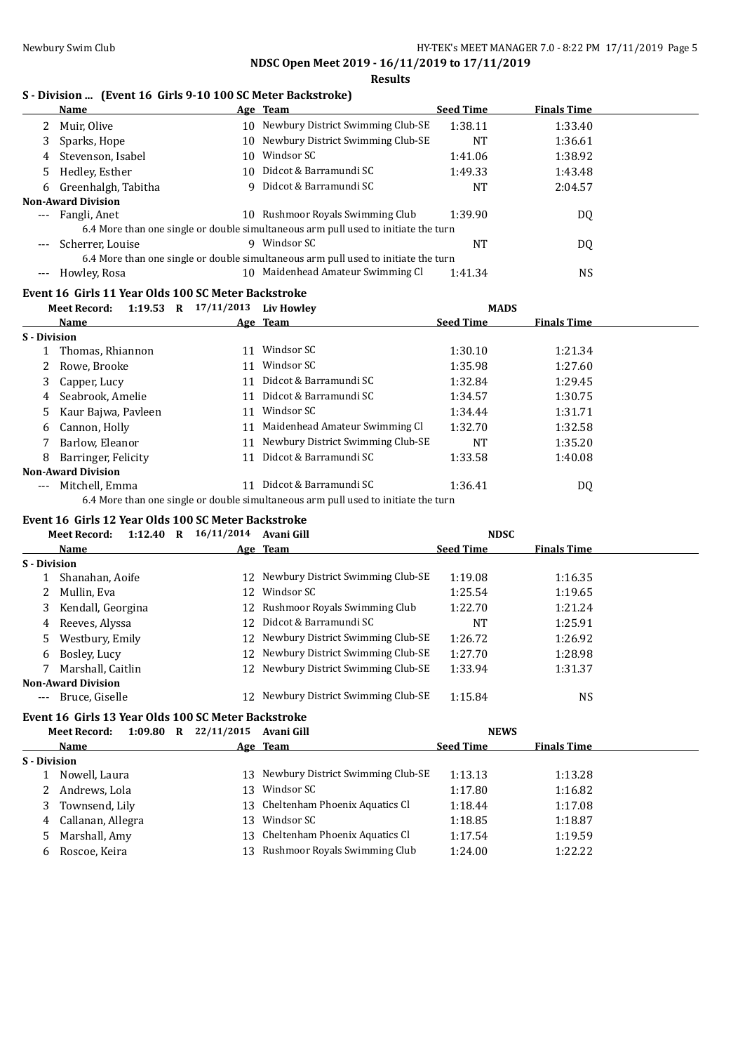NDSC Open Meet 2019 - 16/11/2019 to 17/11/2019

Results

### S - Division ... (Event 16 Girls 9-10 100 SC Meter Backstroke)

| | Name | Age | Team | Seed Time | Finals Time |
|---|---|---|---|---|---|
| 2 | Muir, Olive | 10 | Newbury District Swimming Club-SE | 1:38.11 | 1:33.40 |
| 3 | Sparks, Hope | 10 | Newbury District Swimming Club-SE | NT | 1:36.61 |
| 4 | Stevenson, Isabel | 10 | Windsor SC | 1:41.06 | 1:38.92 |
| 5 | Hedley, Esther | 10 | Didcot & Barramundi SC | 1:49.33 | 1:43.48 |
| 6 | Greenhalgh, Tabitha | 9 | Didcot & Barramundi SC | NT | 2:04.57 |
| **Non-Award Division** | | | | | |
| --- | Fangli, Anet | 10 | Rushmoor Royals Swimming Club | 1:39.90 | DQ |
| | 6.4 More than one single or double simultaneous arm pull used to initiate the turn | | | | |
| --- | Scherrer, Louise | 9 | Windsor SC | NT | DQ |
| | 6.4 More than one single or double simultaneous arm pull used to initiate the turn | | | | |
| --- | Howley, Rosa | 10 | Maidenhead Amateur Swimming Cl | 1:41.34 | NS |

### Event 16 Girls 11 Year Olds 100 SC Meter Backstroke

Meet Record: 1:19.53 R 17/11/2013 Liv Howley MADS

| | Name | Age | Team | Seed Time | Finals Time |
|---|---|---|---|---|---|
| **S - Division** | | | | | |
| 1 | Thomas, Rhiannon | 11 | Windsor SC | 1:30.10 | 1:21.34 |
| 2 | Rowe, Brooke | 11 | Windsor SC | 1:35.98 | 1:27.60 |
| 3 | Capper, Lucy | 11 | Didcot & Barramundi SC | 1:32.84 | 1:29.45 |
| 4 | Seabrook, Amelie | 11 | Didcot & Barramundi SC | 1:34.57 | 1:30.75 |
| 5 | Kaur Bajwa, Pavleen | 11 | Windsor SC | 1:34.44 | 1:31.71 |
| 6 | Cannon, Holly | 11 | Maidenhead Amateur Swimming Cl | 1:32.70 | 1:32.58 |
| 7 | Barlow, Eleanor | 11 | Newbury District Swimming Club-SE | NT | 1:35.20 |
| 8 | Barringer, Felicity | 11 | Didcot & Barramundi SC | 1:33.58 | 1:40.08 |
| **Non-Award Division** | | | | | |
| --- | Mitchell, Emma | 11 | Didcot & Barramundi SC | 1:36.41 | DQ |
| | 6.4 More than one single or double simultaneous arm pull used to initiate the turn | | | | |

### Event 16 Girls 12 Year Olds 100 SC Meter Backstroke

Meet Record: 1:12.40 R 16/11/2014 Avani Gill NDSC

| | Name | Age | Team | Seed Time | Finals Time |
|---|---|---|---|---|---|
| **S - Division** | | | | | |
| 1 | Shanahan, Aoife | 12 | Newbury District Swimming Club-SE | 1:19.08 | 1:16.35 |
| 2 | Mullin, Eva | 12 | Windsor SC | 1:25.54 | 1:19.65 |
| 3 | Kendall, Georgina | 12 | Rushmoor Royals Swimming Club | 1:22.70 | 1:21.24 |
| 4 | Reeves, Alyssa | 12 | Didcot & Barramundi SC | NT | 1:25.91 |
| 5 | Westbury, Emily | 12 | Newbury District Swimming Club-SE | 1:26.72 | 1:26.92 |
| 6 | Bosley, Lucy | 12 | Newbury District Swimming Club-SE | 1:27.70 | 1:28.98 |
| 7 | Marshall, Caitlin | 12 | Newbury District Swimming Club-SE | 1:33.94 | 1:31.37 |
| **Non-Award Division** | | | | | |
| --- | Bruce, Giselle | 12 | Newbury District Swimming Club-SE | 1:15.84 | NS |

### Event 16 Girls 13 Year Olds 100 SC Meter Backstroke

Meet Record: 1:09.80 R 22/11/2015 Avani Gill NEWS

| | Name | Age | Team | Seed Time | Finals Time |
|---|---|---|---|---|---|
| **S - Division** | | | | | |
| 1 | Nowell, Laura | 13 | Newbury District Swimming Club-SE | 1:13.13 | 1:13.28 |
| 2 | Andrews, Lola | 13 | Windsor SC | 1:17.80 | 1:16.82 |
| 3 | Townsend, Lily | 13 | Cheltenham Phoenix Aquatics Cl | 1:18.44 | 1:17.08 |
| 4 | Callanan, Allegra | 13 | Windsor SC | 1:18.85 | 1:18.87 |
| 5 | Marshall, Amy | 13 | Cheltenham Phoenix Aquatics Cl | 1:17.54 | 1:19.59 |
| 6 | Roscoe, Keira | 13 | Rushmoor Royals Swimming Club | 1:24.00 | 1:22.22 |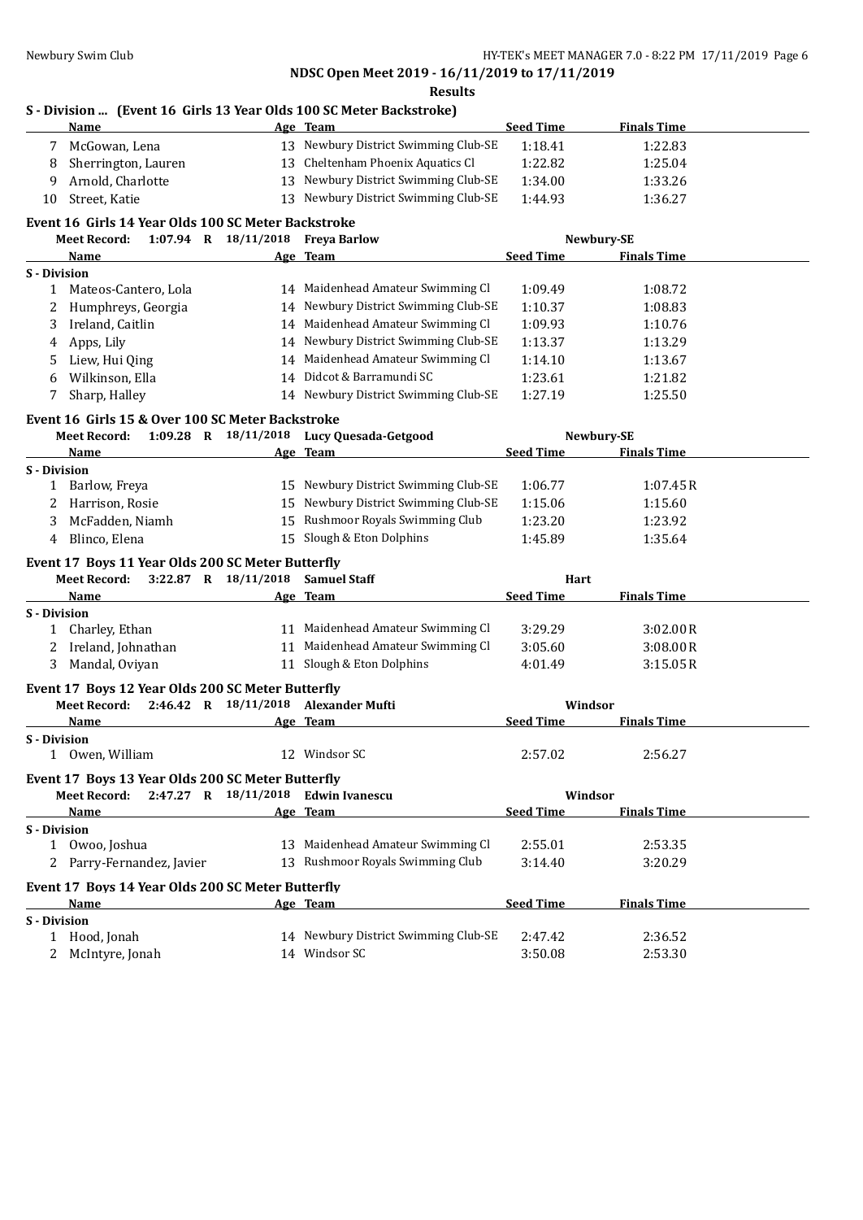# NDSC Open Meet 2019 - 16/11/2019 to 17/11/2019

## Results

### S - Division ... (Event 16 Girls 13 Year Olds 100 SC Meter Backstroke)

| | Name | Age | Team | Seed Time | Finals Time |
|---|---|---|---|---|---|
| 7 | McGowan, Lena | 13 | Newbury District Swimming Club-SE | 1:18.41 | 1:22.83 |
| 8 | Sherrington, Lauren | 13 | Cheltenham Phoenix Aquatics Cl | 1:22.82 | 1:25.04 |
| 9 | Arnold, Charlotte | 13 | Newbury District Swimming Club-SE | 1:34.00 | 1:33.26 |
| 10 | Street, Katie | 13 | Newbury District Swimming Club-SE | 1:44.93 | 1:36.27 |

### Event 16 Girls 14 Year Olds 100 SC Meter Backstroke

**Meet Record:** 1:07.94 R 18/11/2018 Freya Barlow Newbury-SE

| | Name | Age | Team | Seed Time | Finals Time |
|---|---|---|---|---|---|
| **S - Division** | | | | | |
| 1 | Mateos-Cantero, Lola | 14 | Maidenhead Amateur Swimming Cl | 1:09.49 | 1:08.72 |
| 2 | Humphreys, Georgia | 14 | Newbury District Swimming Club-SE | 1:10.37 | 1:08.83 |
| 3 | Ireland, Caitlin | 14 | Maidenhead Amateur Swimming Cl | 1:09.93 | 1:10.76 |
| 4 | Apps, Lily | 14 | Newbury District Swimming Club-SE | 1:13.37 | 1:13.29 |
| 5 | Liew, Hui Qing | 14 | Maidenhead Amateur Swimming Cl | 1:14.10 | 1:13.67 |
| 6 | Wilkinson, Ella | 14 | Didcot & Barramundi SC | 1:23.61 | 1:21.82 |
| 7 | Sharp, Halley | 14 | Newbury District Swimming Club-SE | 1:27.19 | 1:25.50 |

### Event 16 Girls 15 & Over 100 SC Meter Backstroke

**Meet Record:** 1:09.28 R 18/11/2018 Lucy Quesada-Getgood Newbury-SE

| | Name | Age | Team | Seed Time | Finals Time |
|---|---|---|---|---|---|
| **S - Division** | | | | | |
| 1 | Barlow, Freya | 15 | Newbury District Swimming Club-SE | 1:06.77 | 1:07.45R |
| 2 | Harrison, Rosie | 15 | Newbury District Swimming Club-SE | 1:15.06 | 1:15.60 |
| 3 | McFadden, Niamh | 15 | Rushmoor Royals Swimming Club | 1:23.20 | 1:23.92 |
| 4 | Blinco, Elena | 15 | Slough & Eton Dolphins | 1:45.89 | 1:35.64 |

### Event 17 Boys 11 Year Olds 200 SC Meter Butterfly

**Meet Record:** 3:22.87 R 18/11/2018 Samuel Staff Hart

| | Name | Age | Team | Seed Time | Finals Time |
|---|---|---|---|---|---|
| **S - Division** | | | | | |
| 1 | Charley, Ethan | 11 | Maidenhead Amateur Swimming Cl | 3:29.29 | 3:02.00R |
| 2 | Ireland, Johnathan | 11 | Maidenhead Amateur Swimming Cl | 3:05.60 | 3:08.00R |
| 3 | Mandal, Oviyan | 11 | Slough & Eton Dolphins | 4:01.49 | 3:15.05R |

### Event 17 Boys 12 Year Olds 200 SC Meter Butterfly

**Meet Record:** 2:46.42 R 18/11/2018 Alexander Mufti Windsor

| | Name | Age | Team | Seed Time | Finals Time |
|---|---|---|---|---|---|
| **S - Division** | | | | | |
| 1 | Owen, William | 12 | Windsor SC | 2:57.02 | 2:56.27 |

### Event 17 Boys 13 Year Olds 200 SC Meter Butterfly

**Meet Record:** 2:47.27 R 18/11/2018 Edwin Ivanescu Windsor

| | Name | Age | Team | Seed Time | Finals Time |
|---|---|---|---|---|---|
| **S - Division** | | | | | |
| 1 | Owoo, Joshua | 13 | Maidenhead Amateur Swimming Cl | 2:55.01 | 2:53.35 |
| 2 | Parry-Fernandez, Javier | 13 | Rushmoor Royals Swimming Club | 3:14.40 | 3:20.29 |

### Event 17 Boys 14 Year Olds 200 SC Meter Butterfly

| | Name | Age | Team | Seed Time | Finals Time |
|---|---|---|---|---|---|
| **S - Division** | | | | | |
| 1 | Hood, Jonah | 14 | Newbury District Swimming Club-SE | 2:47.42 | 2:36.52 |
| 2 | McIntyre, Jonah | 14 | Windsor SC | 3:50.08 | 2:53.30 |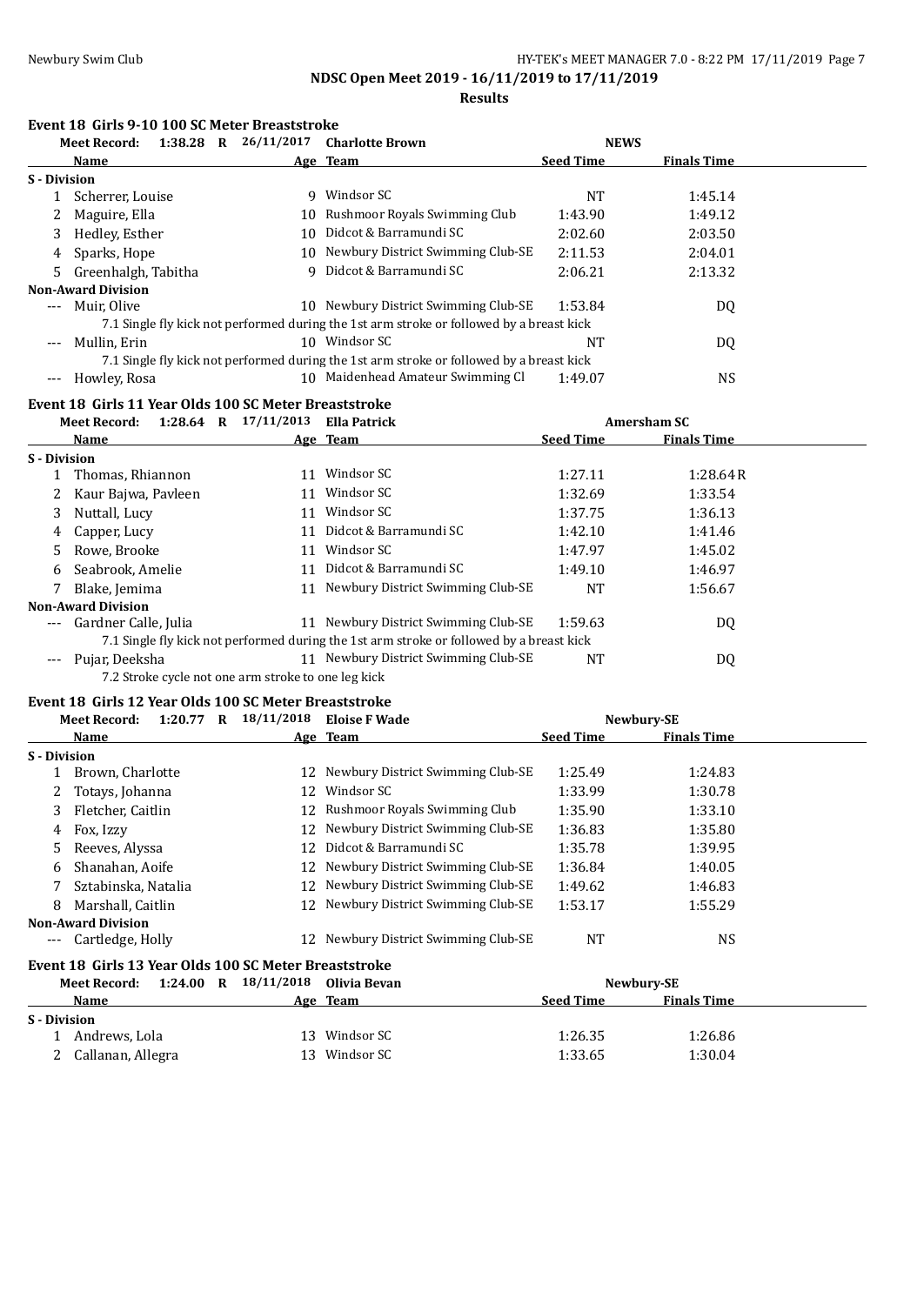# NDSC Open Meet 2019 - 16/11/2019 to 17/11/2019

## Results

### Event 18 Girls 9-10 100 SC Meter Breaststroke

Meet Record: 1:38.28 R 26/11/2017 Charlotte Brown NEWS

| | Name | Age | Team | Seed Time | Finals Time |
|---|---|---|---|---|---|
| **S - Division** | | | | | |
| 1 | Scherrer, Louise | 9 | Windsor SC | NT | 1:45.14 |
| 2 | Maguire, Ella | 10 | Rushmoor Royals Swimming Club | 1:43.90 | 1:49.12 |
| 3 | Hedley, Esther | 10 | Didcot & Barramundi SC | 2:02.60 | 2:03.50 |
| 4 | Sparks, Hope | 10 | Newbury District Swimming Club-SE | 2:11.53 | 2:04.01 |
| 5 | Greenhalgh, Tabitha | 9 | Didcot & Barramundi SC | 2:06.21 | 2:13.32 |
| **Non-Award Division** | | | | | |
| --- | Muir, Olive | 10 | Newbury District Swimming Club-SE | 1:53.84 | DQ |
| | 7.1 Single fly kick not performed during the 1st arm stroke or followed by a breast kick | | | | |
| --- | Mullin, Erin | 10 | Windsor SC | NT | DQ |
| | 7.1 Single fly kick not performed during the 1st arm stroke or followed by a breast kick | | | | |
| --- | Howley, Rosa | 10 | Maidenhead Amateur Swimming Cl | 1:49.07 | NS |

### Event 18 Girls 11 Year Olds 100 SC Meter Breaststroke

Meet Record: 1:28.64 R 17/11/2013 Ella Patrick Amersham SC

| | Name | Age | Team | Seed Time | Finals Time |
|---|---|---|---|---|---|
| **S - Division** | | | | | |
| 1 | Thomas, Rhiannon | 11 | Windsor SC | 1:27.11 | 1:28.64R |
| 2 | Kaur Bajwa, Pavleen | 11 | Windsor SC | 1:32.69 | 1:33.54 |
| 3 | Nuttall, Lucy | 11 | Windsor SC | 1:37.75 | 1:36.13 |
| 4 | Capper, Lucy | 11 | Didcot & Barramundi SC | 1:42.10 | 1:41.46 |
| 5 | Rowe, Brooke | 11 | Windsor SC | 1:47.97 | 1:45.02 |
| 6 | Seabrook, Amelie | 11 | Didcot & Barramundi SC | 1:49.10 | 1:46.97 |
| 7 | Blake, Jemima | 11 | Newbury District Swimming Club-SE | NT | 1:56.67 |
| **Non-Award Division** | | | | | |
| --- | Gardner Calle, Julia | 11 | Newbury District Swimming Club-SE | 1:59.63 | DQ |
| | 7.1 Single fly kick not performed during the 1st arm stroke or followed by a breast kick | | | | |
| --- | Pujar, Deeksha | 11 | Newbury District Swimming Club-SE | NT | DQ |
| | 7.2 Stroke cycle not one arm stroke to one leg kick | | | | |

### Event 18 Girls 12 Year Olds 100 SC Meter Breaststroke

Meet Record: 1:20.77 R 18/11/2018 Eloise F Wade Newbury-SE

| | Name | Age | Team | Seed Time | Finals Time |
|---|---|---|---|---|---|
| **S - Division** | | | | | |
| 1 | Brown, Charlotte | 12 | Newbury District Swimming Club-SE | 1:25.49 | 1:24.83 |
| 2 | Totays, Johanna | 12 | Windsor SC | 1:33.99 | 1:30.78 |
| 3 | Fletcher, Caitlin | 12 | Rushmoor Royals Swimming Club | 1:35.90 | 1:33.10 |
| 4 | Fox, Izzy | 12 | Newbury District Swimming Club-SE | 1:36.83 | 1:35.80 |
| 5 | Reeves, Alyssa | 12 | Didcot & Barramundi SC | 1:35.78 | 1:39.95 |
| 6 | Shanahan, Aoife | 12 | Newbury District Swimming Club-SE | 1:36.84 | 1:40.05 |
| 7 | Sztabinska, Natalia | 12 | Newbury District Swimming Club-SE | 1:49.62 | 1:46.83 |
| 8 | Marshall, Caitlin | 12 | Newbury District Swimming Club-SE | 1:53.17 | 1:55.29 |
| **Non-Award Division** | | | | | |
| --- | Cartledge, Holly | 12 | Newbury District Swimming Club-SE | NT | NS |

### Event 18 Girls 13 Year Olds 100 SC Meter Breaststroke

Meet Record: 1:24.00 R 18/11/2018 Olivia Bevan Newbury-SE

| | Name | Age | Team | Seed Time | Finals Time |
|---|---|---|---|---|---|
| **S - Division** | | | | | |
| 1 | Andrews, Lola | 13 | Windsor SC | 1:26.35 | 1:26.86 |
| 2 | Callanan, Allegra | 13 | Windsor SC | 1:33.65 | 1:30.04 |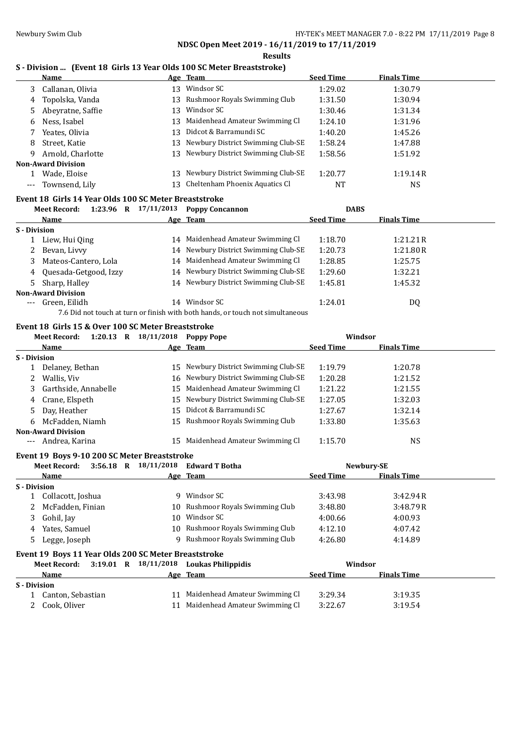**NDSC Open Meet 2019 - 16/11/2019 to 17/11/2019**

**Results**

### S - Division ... (Event 18 Girls 13 Year Olds 100 SC Meter Breaststroke)

| | Name | Age | Team | Seed Time | Finals Time |
|---|---|---|---|---|---|
| 3 | Callanan, Olivia | 13 | Windsor SC | 1:29.02 | 1:30.79 |
| 4 | Topolska, Vanda | 13 | Rushmoor Royals Swimming Club | 1:31.50 | 1:30.94 |
| 5 | Abeyratne, Saffie | 13 | Windsor SC | 1:30.46 | 1:31.34 |
| 6 | Ness, Isabel | 13 | Maidenhead Amateur Swimming Cl | 1:24.10 | 1:31.96 |
| 7 | Yeates, Olivia | 13 | Didcot & Barramundi SC | 1:40.20 | 1:45.26 |
| 8 | Street, Katie | 13 | Newbury District Swimming Club-SE | 1:58.24 | 1:47.88 |
| 9 | Arnold, Charlotte | 13 | Newbury District Swimming Club-SE | 1:58.56 | 1:51.92 |
| **Non-Award Division** | | | | | |
| 1 | Wade, Eloise | 13 | Newbury District Swimming Club-SE | 1:20.77 | 1:19.14R |
| --- | Townsend, Lily | 13 | Cheltenham Phoenix Aquatics Cl | NT | NS |

### Event 18 Girls 14 Year Olds 100 SC Meter Breaststroke

Meet Record: 1:23.96 R 17/11/2013 Poppy Concannon DABS

| | Name | Age | Team | Seed Time | Finals Time |
|---|---|---|---|---|---|
| **S - Division** | | | | | |
| 1 | Liew, Hui Qing | 14 | Maidenhead Amateur Swimming Cl | 1:18.70 | 1:21.21R |
| 2 | Bevan, Livvy | 14 | Newbury District Swimming Club-SE | 1:20.73 | 1:21.80R |
| 3 | Mateos-Cantero, Lola | 14 | Maidenhead Amateur Swimming Cl | 1:28.85 | 1:25.75 |
| 4 | Quesada-Getgood, Izzy | 14 | Newbury District Swimming Club-SE | 1:29.60 | 1:32.21 |
| 5 | Sharp, Halley | 14 | Newbury District Swimming Club-SE | 1:45.81 | 1:45.32 |
| **Non-Award Division** | | | | | |
| --- | Green, Eilidh | 14 | Windsor SC | 1:24.01 | DQ |

7.6 Did not touch at turn or finish with both hands, or touch not simultaneous

### Event 18 Girls 15 & Over 100 SC Meter Breaststroke

Meet Record: 1:20.13 R 18/11/2018 Poppy Pope Windsor

| | Name | Age | Team | Seed Time | Finals Time |
|---|---|---|---|---|---|
| **S - Division** | | | | | |
| 1 | Delaney, Bethan | 15 | Newbury District Swimming Club-SE | 1:19.79 | 1:20.78 |
| 2 | Wallis, Viv | 16 | Newbury District Swimming Club-SE | 1:20.28 | 1:21.52 |
| 3 | Garthside, Annabelle | 15 | Maidenhead Amateur Swimming Cl | 1:21.22 | 1:21.55 |
| 4 | Crane, Elspeth | 15 | Newbury District Swimming Club-SE | 1:27.05 | 1:32.03 |
| 5 | Day, Heather | 15 | Didcot & Barramundi SC | 1:27.67 | 1:32.14 |
| 6 | McFadden, Niamh | 15 | Rushmoor Royals Swimming Club | 1:33.80 | 1:35.63 |
| **Non-Award Division** | | | | | |
| --- | Andrea, Karina | 15 | Maidenhead Amateur Swimming Cl | 1:15.70 | NS |

### Event 19 Boys 9-10 200 SC Meter Breaststroke

Meet Record: 3:56.18 R 18/11/2018 Edward T Botha Newbury-SE

| | Name | Age | Team | Seed Time | Finals Time |
|---|---|---|---|---|---|
| **S - Division** | | | | | |
| 1 | Collacott, Joshua | 9 | Windsor SC | 3:43.98 | 3:42.94R |
| 2 | McFadden, Finian | 10 | Rushmoor Royals Swimming Club | 3:48.80 | 3:48.79R |
| 3 | Gohil, Jay | 10 | Windsor SC | 4:00.66 | 4:00.93 |
| 4 | Yates, Samuel | 10 | Rushmoor Royals Swimming Club | 4:12.10 | 4:07.42 |
| 5 | Legge, Joseph | 9 | Rushmoor Royals Swimming Club | 4:26.80 | 4:14.89 |

### Event 19 Boys 11 Year Olds 200 SC Meter Breaststroke

Meet Record: 3:19.01 R 18/11/2018 Loukas Philippidis Windsor

| | Name | Age | Team | Seed Time | Finals Time |
|---|---|---|---|---|---|
| **S - Division** | | | | | |
| 1 | Canton, Sebastian | 11 | Maidenhead Amateur Swimming Cl | 3:29.34 | 3:19.35 |
| 2 | Cook, Oliver | 11 | Maidenhead Amateur Swimming Cl | 3:22.67 | 3:19.54 |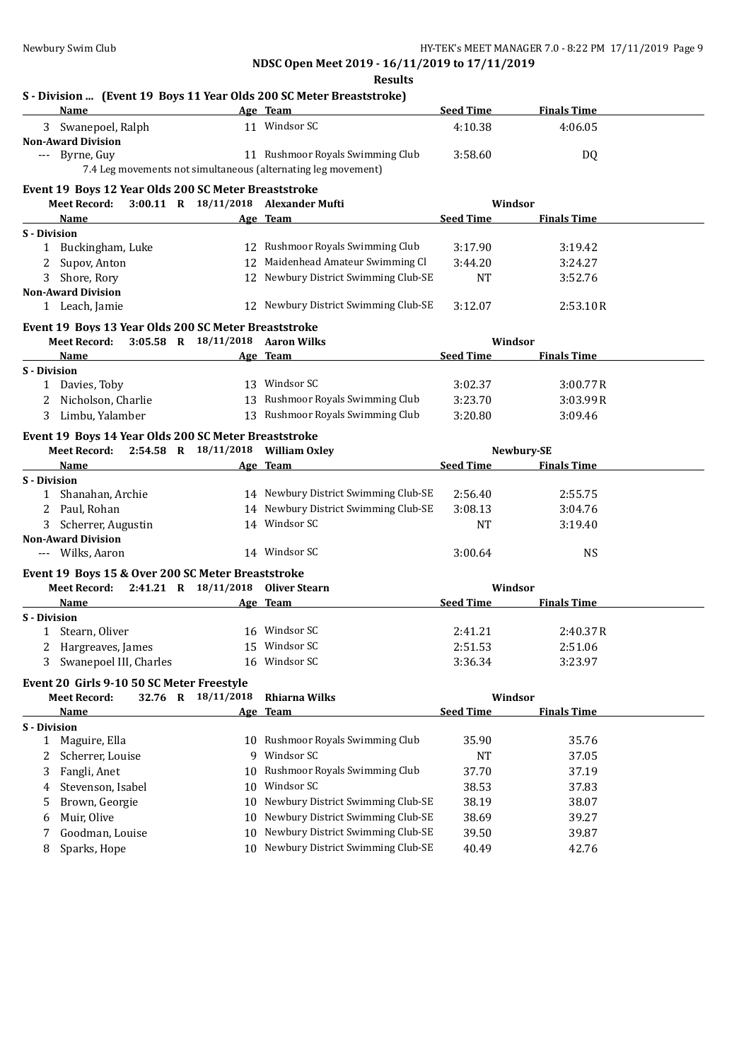# NDSC Open Meet 2019 - 16/11/2019 to 17/11/2019

## Results

### S - Division ... (Event 19 Boys 11 Year Olds 200 SC Meter Breaststroke)

| | Name | Age | Team | Seed Time | Finals Time |
|---|---|---|---|---|---|
| 3 | Swanepoel, Ralph | 11 | Windsor SC | 4:10.38 | 4:06.05 |
| **Non-Award Division** | | | | | |
| --- | Byrne, Guy | 11 | Rushmoor Royals Swimming Club | 3:58.60 | DQ |
| | 7.4 Leg movements not simultaneous (alternating leg movement) | | | | |

### Event 19 Boys 12 Year Olds 200 SC Meter Breaststroke

**Meet Record:** 3:00.11 R 18/11/2018 Alexander Mufti — Windsor

| | Name | Age | Team | Seed Time | Finals Time |
|---|---|---|---|---|---|
| **S - Division** | | | | | |
| 1 | Buckingham, Luke | 12 | Rushmoor Royals Swimming Club | 3:17.90 | 3:19.42 |
| 2 | Supov, Anton | 12 | Maidenhead Amateur Swimming Cl | 3:44.20 | 3:24.27 |
| 3 | Shore, Rory | 12 | Newbury District Swimming Club-SE | NT | 3:52.76 |
| **Non-Award Division** | | | | | |
| 1 | Leach, Jamie | 12 | Newbury District Swimming Club-SE | 3:12.07 | 2:53.10R |

### Event 19 Boys 13 Year Olds 200 SC Meter Breaststroke

**Meet Record:** 3:05.58 R 18/11/2018 Aaron Wilks — Windsor

| | Name | Age | Team | Seed Time | Finals Time |
|---|---|---|---|---|---|
| **S - Division** | | | | | |
| 1 | Davies, Toby | 13 | Windsor SC | 3:02.37 | 3:00.77R |
| 2 | Nicholson, Charlie | 13 | Rushmoor Royals Swimming Club | 3:23.70 | 3:03.99R |
| 3 | Limbu, Yalamber | 13 | Rushmoor Royals Swimming Club | 3:20.80 | 3:09.46 |

### Event 19 Boys 14 Year Olds 200 SC Meter Breaststroke

**Meet Record:** 2:54.58 R 18/11/2018 William Oxley — Newbury-SE

| | Name | Age | Team | Seed Time | Finals Time |
|---|---|---|---|---|---|
| **S - Division** | | | | | |
| 1 | Shanahan, Archie | 14 | Newbury District Swimming Club-SE | 2:56.40 | 2:55.75 |
| 2 | Paul, Rohan | 14 | Newbury District Swimming Club-SE | 3:08.13 | 3:04.76 |
| 3 | Scherrer, Augustin | 14 | Windsor SC | NT | 3:19.40 |
| **Non-Award Division** | | | | | |
| --- | Wilks, Aaron | 14 | Windsor SC | 3:00.64 | NS |

### Event 19 Boys 15 & Over 200 SC Meter Breaststroke

**Meet Record:** 2:41.21 R 18/11/2018 Oliver Stearn — Windsor

| | Name | Age | Team | Seed Time | Finals Time |
|---|---|---|---|---|---|
| **S - Division** | | | | | |
| 1 | Stearn, Oliver | 16 | Windsor SC | 2:41.21 | 2:40.37R |
| 2 | Hargreaves, James | 15 | Windsor SC | 2:51.53 | 2:51.06 |
| 3 | Swanepoel III, Charles | 16 | Windsor SC | 3:36.34 | 3:23.97 |

### Event 20 Girls 9-10 50 SC Meter Freestyle

**Meet Record:** 32.76 R 18/11/2018 Rhiarna Wilks — Windsor

| | Name | Age | Team | Seed Time | Finals Time |
|---|---|---|---|---|---|
| **S - Division** | | | | | |
| 1 | Maguire, Ella | 10 | Rushmoor Royals Swimming Club | 35.90 | 35.76 |
| 2 | Scherrer, Louise | 9 | Windsor SC | NT | 37.05 |
| 3 | Fangli, Anet | 10 | Rushmoor Royals Swimming Club | 37.70 | 37.19 |
| 4 | Stevenson, Isabel | 10 | Windsor SC | 38.53 | 37.83 |
| 5 | Brown, Georgie | 10 | Newbury District Swimming Club-SE | 38.19 | 38.07 |
| 6 | Muir, Olive | 10 | Newbury District Swimming Club-SE | 38.69 | 39.27 |
| 7 | Goodman, Louise | 10 | Newbury District Swimming Club-SE | 39.50 | 39.87 |
| 8 | Sparks, Hope | 10 | Newbury District Swimming Club-SE | 40.49 | 42.76 |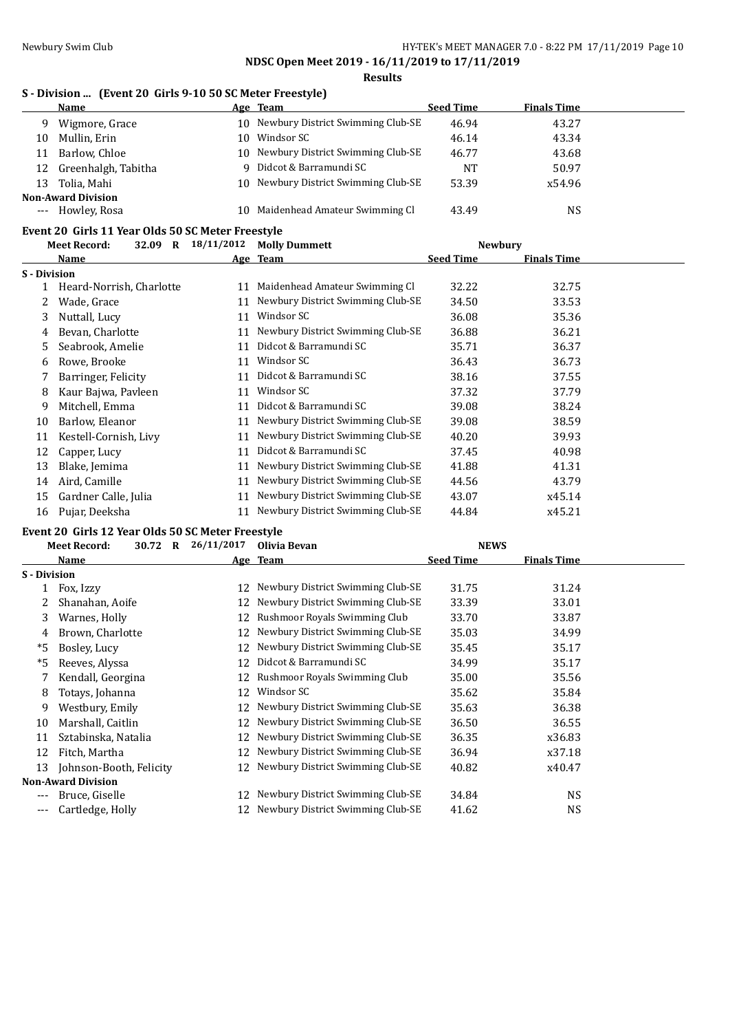**NDSC Open Meet 2019 - 16/11/2019 to 17/11/2019**

**Results**

### S - Division ... (Event 20 Girls 9-10 50 SC Meter Freestyle)

| | Name | Age | Team | Seed Time | Finals Time |
|---|---|---|---|---|---|
| 9 | Wigmore, Grace | 10 | Newbury District Swimming Club-SE | 46.94 | 43.27 |
| 10 | Mullin, Erin | 10 | Windsor SC | 46.14 | 43.34 |
| 11 | Barlow, Chloe | 10 | Newbury District Swimming Club-SE | 46.77 | 43.68 |
| 12 | Greenhalgh, Tabitha | 9 | Didcot & Barramundi SC | NT | 50.97 |
| 13 | Tolia, Mahi | 10 | Newbury District Swimming Club-SE | 53.39 | x54.96 |
| **Non-Award Division** | | | | | |
| --- | Howley, Rosa | 10 | Maidenhead Amateur Swimming Cl | 43.49 | NS |

### Event 20 Girls 11 Year Olds 50 SC Meter Freestyle

Meet Record: 32.09 R 18/11/2012 Molly Dummett Newbury

| | Name | Age | Team | Seed Time | Finals Time |
|---|---|---|---|---|---|
| **S - Division** | | | | | |
| 1 | Heard-Norrish, Charlotte | 11 | Maidenhead Amateur Swimming Cl | 32.22 | 32.75 |
| 2 | Wade, Grace | 11 | Newbury District Swimming Club-SE | 34.50 | 33.53 |
| 3 | Nuttall, Lucy | 11 | Windsor SC | 36.08 | 35.36 |
| 4 | Bevan, Charlotte | 11 | Newbury District Swimming Club-SE | 36.88 | 36.21 |
| 5 | Seabrook, Amelie | 11 | Didcot & Barramundi SC | 35.71 | 36.37 |
| 6 | Rowe, Brooke | 11 | Windsor SC | 36.43 | 36.73 |
| 7 | Barringer, Felicity | 11 | Didcot & Barramundi SC | 38.16 | 37.55 |
| 8 | Kaur Bajwa, Pavleen | 11 | Windsor SC | 37.32 | 37.79 |
| 9 | Mitchell, Emma | 11 | Didcot & Barramundi SC | 39.08 | 38.24 |
| 10 | Barlow, Eleanor | 11 | Newbury District Swimming Club-SE | 39.08 | 38.59 |
| 11 | Kestell-Cornish, Livy | 11 | Newbury District Swimming Club-SE | 40.20 | 39.93 |
| 12 | Capper, Lucy | 11 | Didcot & Barramundi SC | 37.45 | 40.98 |
| 13 | Blake, Jemima | 11 | Newbury District Swimming Club-SE | 41.88 | 41.31 |
| 14 | Aird, Camille | 11 | Newbury District Swimming Club-SE | 44.56 | 43.79 |
| 15 | Gardner Calle, Julia | 11 | Newbury District Swimming Club-SE | 43.07 | x45.14 |
| 16 | Pujar, Deeksha | 11 | Newbury District Swimming Club-SE | 44.84 | x45.21 |

### Event 20 Girls 12 Year Olds 50 SC Meter Freestyle

Meet Record: 30.72 R 26/11/2017 Olivia Bevan NEWS

| | Name | Age | Team | Seed Time | Finals Time |
|---|---|---|---|---|---|
| **S - Division** | | | | | |
| 1 | Fox, Izzy | 12 | Newbury District Swimming Club-SE | 31.75 | 31.24 |
| 2 | Shanahan, Aoife | 12 | Newbury District Swimming Club-SE | 33.39 | 33.01 |
| 3 | Warnes, Holly | 12 | Rushmoor Royals Swimming Club | 33.70 | 33.87 |
| 4 | Brown, Charlotte | 12 | Newbury District Swimming Club-SE | 35.03 | 34.99 |
| *5 | Bosley, Lucy | 12 | Newbury District Swimming Club-SE | 35.45 | 35.17 |
| *5 | Reeves, Alyssa | 12 | Didcot & Barramundi SC | 34.99 | 35.17 |
| 7 | Kendall, Georgina | 12 | Rushmoor Royals Swimming Club | 35.00 | 35.56 |
| 8 | Totays, Johanna | 12 | Windsor SC | 35.62 | 35.84 |
| 9 | Westbury, Emily | 12 | Newbury District Swimming Club-SE | 35.63 | 36.38 |
| 10 | Marshall, Caitlin | 12 | Newbury District Swimming Club-SE | 36.50 | 36.55 |
| 11 | Sztabinska, Natalia | 12 | Newbury District Swimming Club-SE | 36.35 | x36.83 |
| 12 | Fitch, Martha | 12 | Newbury District Swimming Club-SE | 36.94 | x37.18 |
| 13 | Johnson-Booth, Felicity | 12 | Newbury District Swimming Club-SE | 40.82 | x40.47 |
| **Non-Award Division** | | | | | |
| --- | Bruce, Giselle | 12 | Newbury District Swimming Club-SE | 34.84 | NS |
| --- | Cartledge, Holly | 12 | Newbury District Swimming Club-SE | 41.62 | NS |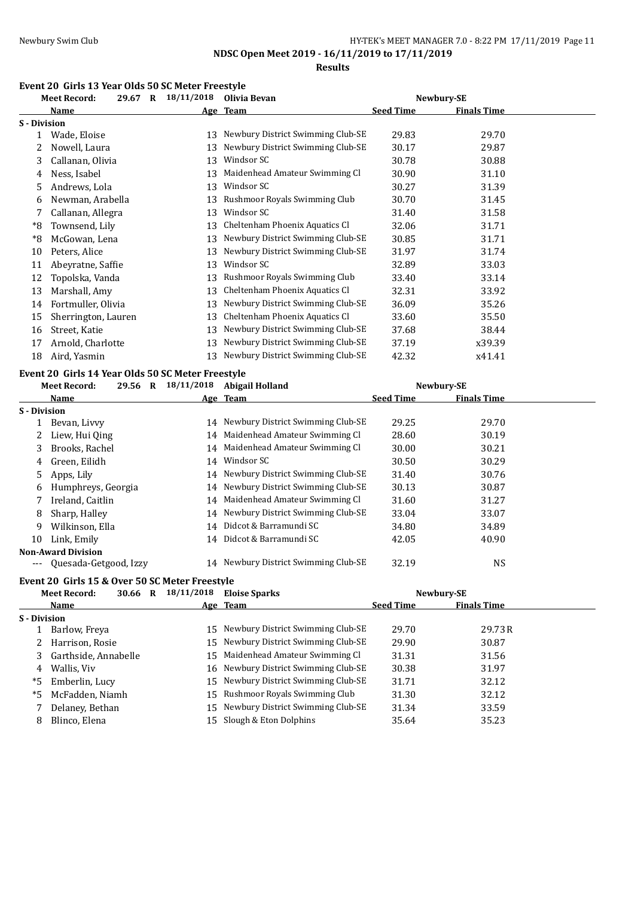## NDSC Open Meet 2019 - 16/11/2019 to 17/11/2019

### Results

#### Event 20 Girls 13 Year Olds 50 SC Meter Freestyle

**Meet Record:** 29.67 R 18/11/2018 Olivia Bevan Newbury-SE

| | Name | Age | Team | Seed Time | Finals Time |
|---|---|---|---|---|---|
| **S - Division** | | | | | |
| 1 | Wade, Eloise | 13 | Newbury District Swimming Club-SE | 29.83 | 29.70 |
| 2 | Nowell, Laura | 13 | Newbury District Swimming Club-SE | 30.17 | 29.87 |
| 3 | Callanan, Olivia | 13 | Windsor SC | 30.78 | 30.88 |
| 4 | Ness, Isabel | 13 | Maidenhead Amateur Swimming Cl | 30.90 | 31.10 |
| 5 | Andrews, Lola | 13 | Windsor SC | 30.27 | 31.39 |
| 6 | Newman, Arabella | 13 | Rushmoor Royals Swimming Club | 30.70 | 31.45 |
| 7 | Callanan, Allegra | 13 | Windsor SC | 31.40 | 31.58 |
| *8 | Townsend, Lily | 13 | Cheltenham Phoenix Aquatics Cl | 32.06 | 31.71 |
| *8 | McGowan, Lena | 13 | Newbury District Swimming Club-SE | 30.85 | 31.71 |
| 10 | Peters, Alice | 13 | Newbury District Swimming Club-SE | 31.97 | 31.74 |
| 11 | Abeyratne, Saffie | 13 | Windsor SC | 32.89 | 33.03 |
| 12 | Topolska, Vanda | 13 | Rushmoor Royals Swimming Club | 33.40 | 33.14 |
| 13 | Marshall, Amy | 13 | Cheltenham Phoenix Aquatics Cl | 32.31 | 33.92 |
| 14 | Fortmuller, Olivia | 13 | Newbury District Swimming Club-SE | 36.09 | 35.26 |
| 15 | Sherrington, Lauren | 13 | Cheltenham Phoenix Aquatics Cl | 33.60 | 35.50 |
| 16 | Street, Katie | 13 | Newbury District Swimming Club-SE | 37.68 | 38.44 |
| 17 | Arnold, Charlotte | 13 | Newbury District Swimming Club-SE | 37.19 | x39.39 |
| 18 | Aird, Yasmin | 13 | Newbury District Swimming Club-SE | 42.32 | x41.41 |

#### Event 20 Girls 14 Year Olds 50 SC Meter Freestyle

**Meet Record:** 29.56 R 18/11/2018 Abigail Holland Newbury-SE

| | Name | Age | Team | Seed Time | Finals Time |
|---|---|---|---|---|---|
| **S - Division** | | | | | |
| 1 | Bevan, Livvy | 14 | Newbury District Swimming Club-SE | 29.25 | 29.70 |
| 2 | Liew, Hui Qing | 14 | Maidenhead Amateur Swimming Cl | 28.60 | 30.19 |
| 3 | Brooks, Rachel | 14 | Maidenhead Amateur Swimming Cl | 30.00 | 30.21 |
| 4 | Green, Eilidh | 14 | Windsor SC | 30.50 | 30.29 |
| 5 | Apps, Lily | 14 | Newbury District Swimming Club-SE | 31.40 | 30.76 |
| 6 | Humphreys, Georgia | 14 | Newbury District Swimming Club-SE | 30.13 | 30.87 |
| 7 | Ireland, Caitlin | 14 | Maidenhead Amateur Swimming Cl | 31.60 | 31.27 |
| 8 | Sharp, Halley | 14 | Newbury District Swimming Club-SE | 33.04 | 33.07 |
| 9 | Wilkinson, Ella | 14 | Didcot & Barramundi SC | 34.80 | 34.89 |
| 10 | Link, Emily | 14 | Didcot & Barramundi SC | 42.05 | 40.90 |
| **Non-Award Division** | | | | | |
| --- | Quesada-Getgood, Izzy | 14 | Newbury District Swimming Club-SE | 32.19 | NS |

#### Event 20 Girls 15 & Over 50 SC Meter Freestyle

**Meet Record:** 30.66 R 18/11/2018 Eloise Sparks Newbury-SE

| | Name | Age | Team | Seed Time | Finals Time |
|---|---|---|---|---|---|
| **S - Division** | | | | | |
| 1 | Barlow, Freya | 15 | Newbury District Swimming Club-SE | 29.70 | 29.73R |
| 2 | Harrison, Rosie | 15 | Newbury District Swimming Club-SE | 29.90 | 30.87 |
| 3 | Garthside, Annabelle | 15 | Maidenhead Amateur Swimming Cl | 31.31 | 31.56 |
| 4 | Wallis, Viv | 16 | Newbury District Swimming Club-SE | 30.38 | 31.97 |
| *5 | Emberlin, Lucy | 15 | Newbury District Swimming Club-SE | 31.71 | 32.12 |
| *5 | McFadden, Niamh | 15 | Rushmoor Royals Swimming Club | 31.30 | 32.12 |
| 7 | Delaney, Bethan | 15 | Newbury District Swimming Club-SE | 31.34 | 33.59 |
| 8 | Blinco, Elena | 15 | Slough & Eton Dolphins | 35.64 | 35.23 |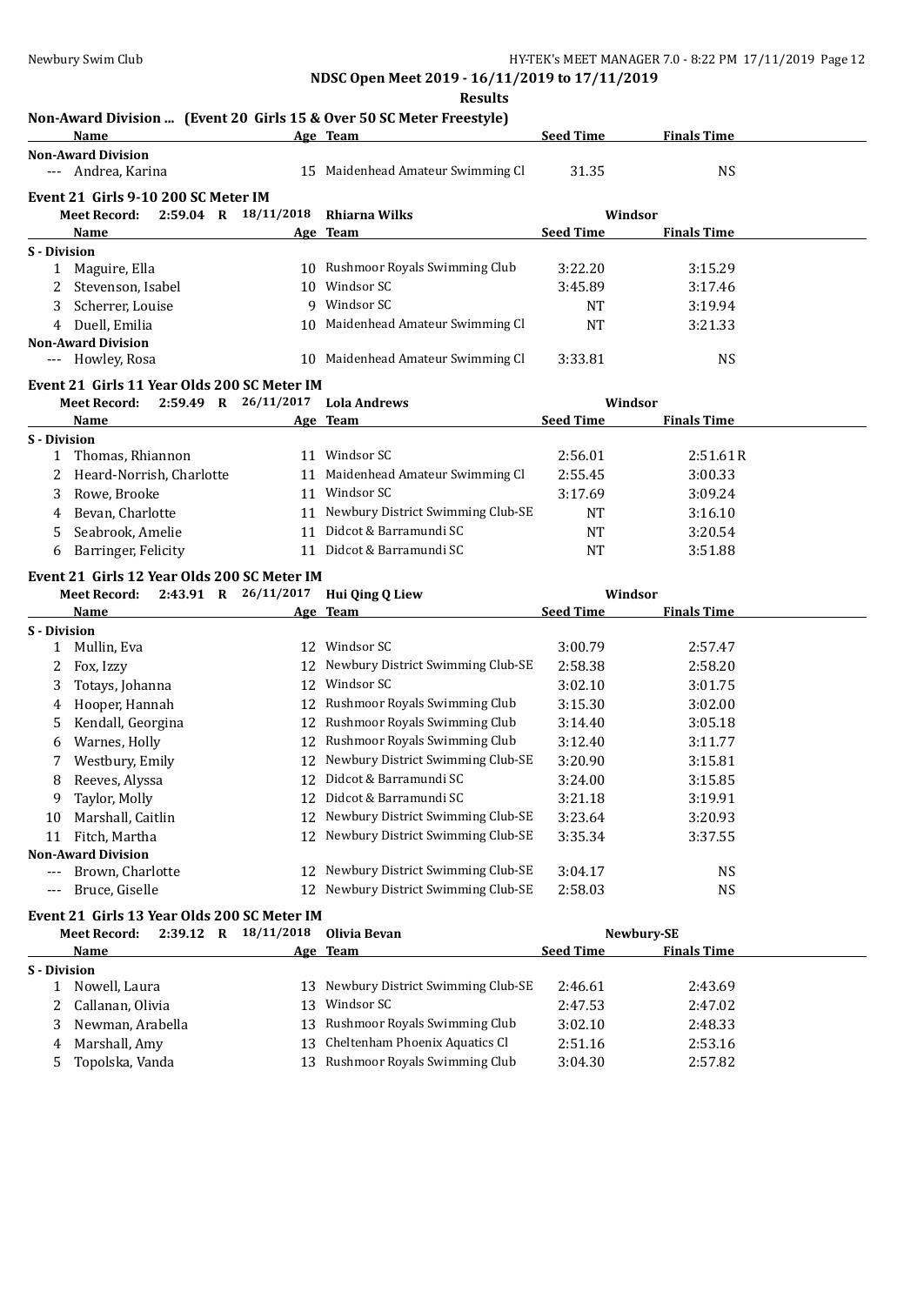NDSC Open Meet 2019 - 16/11/2019 to 17/11/2019

Results

## Non-Award Division ... (Event 20 Girls 15 & Over 50 SC Meter Freestyle)

| | Name | Age | Team | Seed Time | Finals Time |
|---|---|---|---|---|---|
| **Non-Award Division** | | | | | |
| --- | Andrea, Karina | 15 | Maidenhead Amateur Swimming Cl | 31.35 | NS |

## Event 21 Girls 9-10 200 SC Meter IM

Meet Record: 2:59.04 R 18/11/2018 Rhiarna Wilks Windsor

| | Name | Age | Team | Seed Time | Finals Time |
|---|---|---|---|---|---|
| **S - Division** | | | | | |
| 1 | Maguire, Ella | 10 | Rushmoor Royals Swimming Club | 3:22.20 | 3:15.29 |
| 2 | Stevenson, Isabel | 10 | Windsor SC | 3:45.89 | 3:17.46 |
| 3 | Scherrer, Louise | 9 | Windsor SC | NT | 3:19.94 |
| 4 | Duell, Emilia | 10 | Maidenhead Amateur Swimming Cl | NT | 3:21.33 |
| **Non-Award Division** | | | | | |
| --- | Howley, Rosa | 10 | Maidenhead Amateur Swimming Cl | 3:33.81 | NS |

## Event 21 Girls 11 Year Olds 200 SC Meter IM

Meet Record: 2:59.49 R 26/11/2017 Lola Andrews Windsor

| | Name | Age | Team | Seed Time | Finals Time |
|---|---|---|---|---|---|
| **S - Division** | | | | | |
| 1 | Thomas, Rhiannon | 11 | Windsor SC | 2:56.01 | 2:51.61R |
| 2 | Heard-Norrish, Charlotte | 11 | Maidenhead Amateur Swimming Cl | 2:55.45 | 3:00.33 |
| 3 | Rowe, Brooke | 11 | Windsor SC | 3:17.69 | 3:09.24 |
| 4 | Bevan, Charlotte | 11 | Newbury District Swimming Club-SE | NT | 3:16.10 |
| 5 | Seabrook, Amelie | 11 | Didcot & Barramundi SC | NT | 3:20.54 |
| 6 | Barringer, Felicity | 11 | Didcot & Barramundi SC | NT | 3:51.88 |

## Event 21 Girls 12 Year Olds 200 SC Meter IM

Meet Record: 2:43.91 R 26/11/2017 Hui Qing Q Liew Windsor

| | Name | Age | Team | Seed Time | Finals Time |
|---|---|---|---|---|---|
| **S - Division** | | | | | |
| 1 | Mullin, Eva | 12 | Windsor SC | 3:00.79 | 2:57.47 |
| 2 | Fox, Izzy | 12 | Newbury District Swimming Club-SE | 2:58.38 | 2:58.20 |
| 3 | Totays, Johanna | 12 | Windsor SC | 3:02.10 | 3:01.75 |
| 4 | Hooper, Hannah | 12 | Rushmoor Royals Swimming Club | 3:15.30 | 3:02.00 |
| 5 | Kendall, Georgina | 12 | Rushmoor Royals Swimming Club | 3:14.40 | 3:05.18 |
| 6 | Warnes, Holly | 12 | Rushmoor Royals Swimming Club | 3:12.40 | 3:11.77 |
| 7 | Westbury, Emily | 12 | Newbury District Swimming Club-SE | 3:20.90 | 3:15.81 |
| 8 | Reeves, Alyssa | 12 | Didcot & Barramundi SC | 3:24.00 | 3:15.85 |
| 9 | Taylor, Molly | 12 | Didcot & Barramundi SC | 3:21.18 | 3:19.91 |
| 10 | Marshall, Caitlin | 12 | Newbury District Swimming Club-SE | 3:23.64 | 3:20.93 |
| 11 | Fitch, Martha | 12 | Newbury District Swimming Club-SE | 3:35.34 | 3:37.55 |
| **Non-Award Division** | | | | | |
| --- | Brown, Charlotte | 12 | Newbury District Swimming Club-SE | 3:04.17 | NS |
| --- | Bruce, Giselle | 12 | Newbury District Swimming Club-SE | 2:58.03 | NS |

## Event 21 Girls 13 Year Olds 200 SC Meter IM

Meet Record: 2:39.12 R 18/11/2018 Olivia Bevan Newbury-SE

| | Name | Age | Team | Seed Time | Finals Time |
|---|---|---|---|---|---|
| **S - Division** | | | | | |
| 1 | Nowell, Laura | 13 | Newbury District Swimming Club-SE | 2:46.61 | 2:43.69 |
| 2 | Callanan, Olivia | 13 | Windsor SC | 2:47.53 | 2:47.02 |
| 3 | Newman, Arabella | 13 | Rushmoor Royals Swimming Club | 3:02.10 | 2:48.33 |
| 4 | Marshall, Amy | 13 | Cheltenham Phoenix Aquatics Cl | 2:51.16 | 2:53.16 |
| 5 | Topolska, Vanda | 13 | Rushmoor Royals Swimming Club | 3:04.30 | 2:57.82 |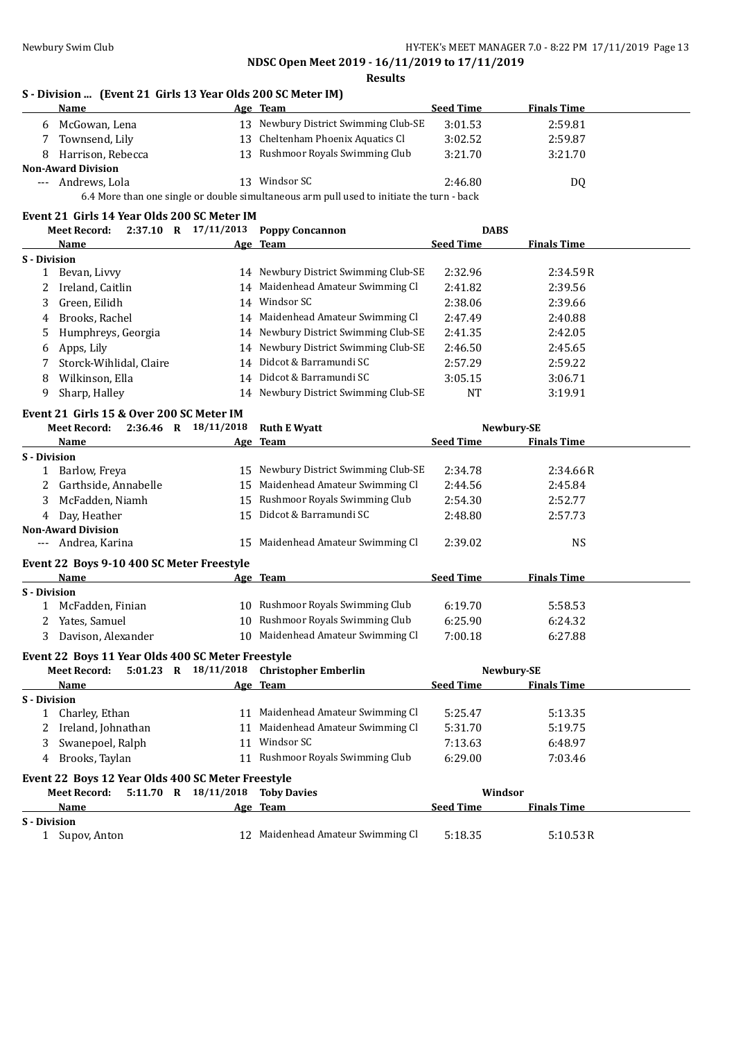## NDSC Open Meet 2019 - 16/11/2019 to 17/11/2019

### Results

#### S - Division ... (Event 21 Girls 13 Year Olds 200 SC Meter IM)

| | Name | Age | Team | Seed Time | Finals Time |
|---|---|---|---|---|---|
| 6 | McGowan, Lena | 13 | Newbury District Swimming Club-SE | 3:01.53 | 2:59.81 |
| 7 | Townsend, Lily | 13 | Cheltenham Phoenix Aquatics Cl | 3:02.52 | 2:59.87 |
| 8 | Harrison, Rebecca | 13 | Rushmoor Royals Swimming Club | 3:21.70 | 3:21.70 |
| **Non-Award Division** | | | | | |
| --- | Andrews, Lola | 13 | Windsor SC | 2:46.80 | DQ |

6.4 More than one single or double simultaneous arm pull used to initiate the turn - back

#### Event 21 Girls 14 Year Olds 200 SC Meter IM

Meet Record: 2:37.10 R 17/11/2013 Poppy Concannon DABS

| | Name | Age | Team | Seed Time | Finals Time |
|---|---|---|---|---|---|
| **S - Division** | | | | | |
| 1 | Bevan, Livvy | 14 | Newbury District Swimming Club-SE | 2:32.96 | 2:34.59R |
| 2 | Ireland, Caitlin | 14 | Maidenhead Amateur Swimming Cl | 2:41.82 | 2:39.56 |
| 3 | Green, Eilidh | 14 | Windsor SC | 2:38.06 | 2:39.66 |
| 4 | Brooks, Rachel | 14 | Maidenhead Amateur Swimming Cl | 2:47.49 | 2:40.88 |
| 5 | Humphreys, Georgia | 14 | Newbury District Swimming Club-SE | 2:41.35 | 2:42.05 |
| 6 | Apps, Lily | 14 | Newbury District Swimming Club-SE | 2:46.50 | 2:45.65 |
| 7 | Storck-Wihlidal, Claire | 14 | Didcot & Barramundi SC | 2:57.29 | 2:59.22 |
| 8 | Wilkinson, Ella | 14 | Didcot & Barramundi SC | 3:05.15 | 3:06.71 |
| 9 | Sharp, Halley | 14 | Newbury District Swimming Club-SE | NT | 3:19.91 |

#### Event 21 Girls 15 & Over 200 SC Meter IM

Meet Record: 2:36.46 R 18/11/2018 Ruth E Wyatt Newbury-SE

| | Name | Age | Team | Seed Time | Finals Time |
|---|---|---|---|---|---|
| **S - Division** | | | | | |
| 1 | Barlow, Freya | 15 | Newbury District Swimming Club-SE | 2:34.78 | 2:34.66R |
| 2 | Garthside, Annabelle | 15 | Maidenhead Amateur Swimming Cl | 2:44.56 | 2:45.84 |
| 3 | McFadden, Niamh | 15 | Rushmoor Royals Swimming Club | 2:54.30 | 2:52.77 |
| 4 | Day, Heather | 15 | Didcot & Barramundi SC | 2:48.80 | 2:57.73 |
| **Non-Award Division** | | | | | |
| --- | Andrea, Karina | 15 | Maidenhead Amateur Swimming Cl | 2:39.02 | NS |

#### Event 22 Boys 9-10 400 SC Meter Freestyle

| | Name | Age | Team | Seed Time | Finals Time |
|---|---|---|---|---|---|
| **S - Division** | | | | | |
| 1 | McFadden, Finian | 10 | Rushmoor Royals Swimming Club | 6:19.70 | 5:58.53 |
| 2 | Yates, Samuel | 10 | Rushmoor Royals Swimming Club | 6:25.90 | 6:24.32 |
| 3 | Davison, Alexander | 10 | Maidenhead Amateur Swimming Cl | 7:00.18 | 6:27.88 |

#### Event 22 Boys 11 Year Olds 400 SC Meter Freestyle

Meet Record: 5:01.23 R 18/11/2018 Christopher Emberlin Newbury-SE

| | Name | Age | Team | Seed Time | Finals Time |
|---|---|---|---|---|---|
| **S - Division** | | | | | |
| 1 | Charley, Ethan | 11 | Maidenhead Amateur Swimming Cl | 5:25.47 | 5:13.35 |
| 2 | Ireland, Johnathan | 11 | Maidenhead Amateur Swimming Cl | 5:31.70 | 5:19.75 |
| 3 | Swanepoel, Ralph | 11 | Windsor SC | 7:13.63 | 6:48.97 |
| 4 | Brooks, Taylan | 11 | Rushmoor Royals Swimming Club | 6:29.00 | 7:03.46 |

#### Event 22 Boys 12 Year Olds 400 SC Meter Freestyle

Meet Record: 5:11.70 R 18/11/2018 Toby Davies Windsor

| | Name | Age | Team | Seed Time | Finals Time |
|---|---|---|---|---|---|
| **S - Division** | | | | | |
| 1 | Supov, Anton | 12 | Maidenhead Amateur Swimming Cl | 5:18.35 | 5:10.53R |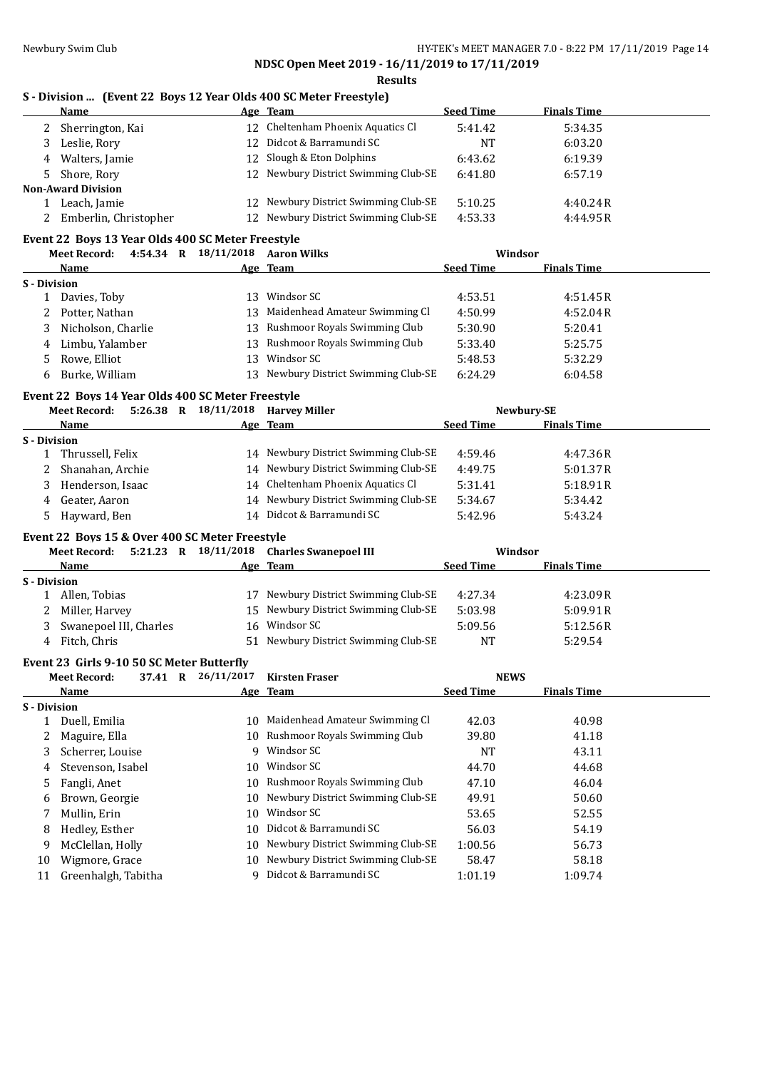## NDSC Open Meet 2019 - 16/11/2019 to 17/11/2019

### Results

#### S - Division ... (Event 22 Boys 12 Year Olds 400 SC Meter Freestyle)

| | Name | Age | Team | Seed Time | Finals Time |
|---|---|---|---|---|---|
| 2 | Sherrington, Kai | 12 | Cheltenham Phoenix Aquatics Cl | 5:41.42 | 5:34.35 |
| 3 | Leslie, Rory | 12 | Didcot & Barramundi SC | NT | 6:03.20 |
| 4 | Walters, Jamie | 12 | Slough & Eton Dolphins | 6:43.62 | 6:19.39 |
| 5 | Shore, Rory | 12 | Newbury District Swimming Club-SE | 6:41.80 | 6:57.19 |
| **Non-Award Division** | | | | | |
| 1 | Leach, Jamie | 12 | Newbury District Swimming Club-SE | 5:10.25 | 4:40.24R |
| 2 | Emberlin, Christopher | 12 | Newbury District Swimming Club-SE | 4:53.33 | 4:44.95R |

#### Event 22 Boys 13 Year Olds 400 SC Meter Freestyle

Meet Record: 4:54.34 R 18/11/2018 Aaron Wilks Windsor

| | Name | Age | Team | Seed Time | Finals Time |
|---|---|---|---|---|---|
| **S - Division** | | | | | |
| 1 | Davies, Toby | 13 | Windsor SC | 4:53.51 | 4:51.45R |
| 2 | Potter, Nathan | 13 | Maidenhead Amateur Swimming Cl | 4:50.99 | 4:52.04R |
| 3 | Nicholson, Charlie | 13 | Rushmoor Royals Swimming Club | 5:30.90 | 5:20.41 |
| 4 | Limbu, Yalamber | 13 | Rushmoor Royals Swimming Club | 5:33.40 | 5:25.75 |
| 5 | Rowe, Elliot | 13 | Windsor SC | 5:48.53 | 5:32.29 |
| 6 | Burke, William | 13 | Newbury District Swimming Club-SE | 6:24.29 | 6:04.58 |

#### Event 22 Boys 14 Year Olds 400 SC Meter Freestyle

Meet Record: 5:26.38 R 18/11/2018 Harvey Miller Newbury-SE

| | Name | Age | Team | Seed Time | Finals Time |
|---|---|---|---|---|---|
| **S - Division** | | | | | |
| 1 | Thrussell, Felix | 14 | Newbury District Swimming Club-SE | 4:59.46 | 4:47.36R |
| 2 | Shanahan, Archie | 14 | Newbury District Swimming Club-SE | 4:49.75 | 5:01.37R |
| 3 | Henderson, Isaac | 14 | Cheltenham Phoenix Aquatics Cl | 5:31.41 | 5:18.91R |
| 4 | Geater, Aaron | 14 | Newbury District Swimming Club-SE | 5:34.67 | 5:34.42 |
| 5 | Hayward, Ben | 14 | Didcot & Barramundi SC | 5:42.96 | 5:43.24 |

#### Event 22 Boys 15 & Over 400 SC Meter Freestyle

Meet Record: 5:21.23 R 18/11/2018 Charles Swanepoel III Windsor

| | Name | Age | Team | Seed Time | Finals Time |
|---|---|---|---|---|---|
| **S - Division** | | | | | |
| 1 | Allen, Tobias | 17 | Newbury District Swimming Club-SE | 4:27.34 | 4:23.09R |
| 2 | Miller, Harvey | 15 | Newbury District Swimming Club-SE | 5:03.98 | 5:09.91R |
| 3 | Swanepoel III, Charles | 16 | Windsor SC | 5:09.56 | 5:12.56R |
| 4 | Fitch, Chris | 51 | Newbury District Swimming Club-SE | NT | 5:29.54 |

#### Event 23 Girls 9-10 50 SC Meter Butterfly

Meet Record: 37.41 R 26/11/2017 Kirsten Fraser NEWS

| | Name | Age | Team | Seed Time | Finals Time |
|---|---|---|---|---|---|
| **S - Division** | | | | | |
| 1 | Duell, Emilia | 10 | Maidenhead Amateur Swimming Cl | 42.03 | 40.98 |
| 2 | Maguire, Ella | 10 | Rushmoor Royals Swimming Club | 39.80 | 41.18 |
| 3 | Scherrer, Louise | 9 | Windsor SC | NT | 43.11 |
| 4 | Stevenson, Isabel | 10 | Windsor SC | 44.70 | 44.68 |
| 5 | Fangli, Anet | 10 | Rushmoor Royals Swimming Club | 47.10 | 46.04 |
| 6 | Brown, Georgie | 10 | Newbury District Swimming Club-SE | 49.91 | 50.60 |
| 7 | Mullin, Erin | 10 | Windsor SC | 53.65 | 52.55 |
| 8 | Hedley, Esther | 10 | Didcot & Barramundi SC | 56.03 | 54.19 |
| 9 | McClellan, Holly | 10 | Newbury District Swimming Club-SE | 1:00.56 | 56.73 |
| 10 | Wigmore, Grace | 10 | Newbury District Swimming Club-SE | 58.47 | 58.18 |
| 11 | Greenhalgh, Tabitha | 9 | Didcot & Barramundi SC | 1:01.19 | 1:09.74 |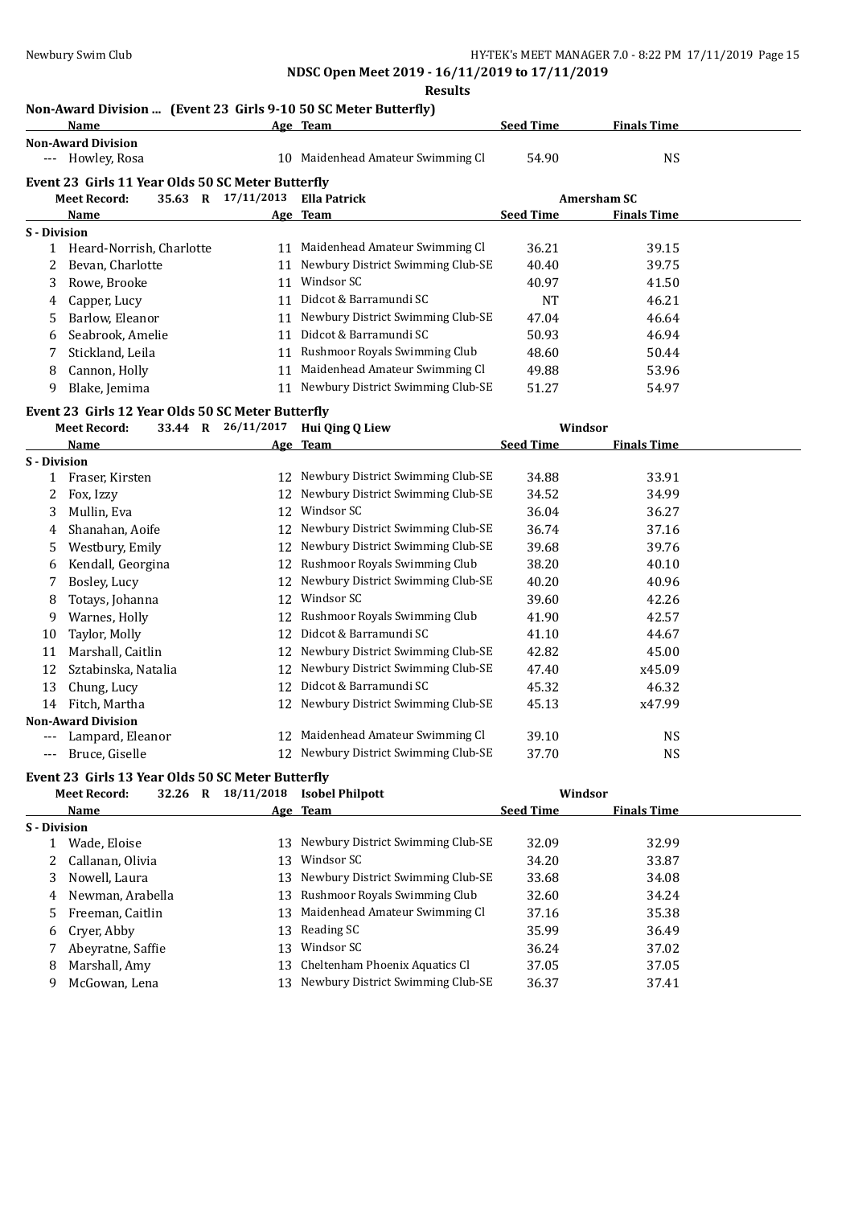**NDSC Open Meet 2019 - 16/11/2019 to 17/11/2019**

**Results**

## Non-Award Division ... (Event 23 Girls 9-10 50 SC Meter Butterfly)

| | Name | Age | Team | Seed Time | Finals Time |
|---|---|---|---|---|---|
| **Non-Award Division** | | | | | |
| --- | Howley, Rosa | 10 | Maidenhead Amateur Swimming Cl | 54.90 | NS |

## Event 23 Girls 11 Year Olds 50 SC Meter Butterfly

Meet Record: 35.63 R 17/11/2013 Ella Patrick Amersham SC

| | Name | Age | Team | Seed Time | Finals Time |
|---|---|---|---|---|---|
| **S - Division** | | | | | |
| 1 | Heard-Norrish, Charlotte | 11 | Maidenhead Amateur Swimming Cl | 36.21 | 39.15 |
| 2 | Bevan, Charlotte | 11 | Newbury District Swimming Club-SE | 40.40 | 39.75 |
| 3 | Rowe, Brooke | 11 | Windsor SC | 40.97 | 41.50 |
| 4 | Capper, Lucy | 11 | Didcot & Barramundi SC | NT | 46.21 |
| 5 | Barlow, Eleanor | 11 | Newbury District Swimming Club-SE | 47.04 | 46.64 |
| 6 | Seabrook, Amelie | 11 | Didcot & Barramundi SC | 50.93 | 46.94 |
| 7 | Stickland, Leila | 11 | Rushmoor Royals Swimming Club | 48.60 | 50.44 |
| 8 | Cannon, Holly | 11 | Maidenhead Amateur Swimming Cl | 49.88 | 53.96 |
| 9 | Blake, Jemima | 11 | Newbury District Swimming Club-SE | 51.27 | 54.97 |

## Event 23 Girls 12 Year Olds 50 SC Meter Butterfly

Meet Record: 33.44 R 26/11/2017 Hui Qing Q Liew Windsor

| | Name | Age | Team | Seed Time | Finals Time |
|---|---|---|---|---|---|
| **S - Division** | | | | | |
| 1 | Fraser, Kirsten | 12 | Newbury District Swimming Club-SE | 34.88 | 33.91 |
| 2 | Fox, Izzy | 12 | Newbury District Swimming Club-SE | 34.52 | 34.99 |
| 3 | Mullin, Eva | 12 | Windsor SC | 36.04 | 36.27 |
| 4 | Shanahan, Aoife | 12 | Newbury District Swimming Club-SE | 36.74 | 37.16 |
| 5 | Westbury, Emily | 12 | Newbury District Swimming Club-SE | 39.68 | 39.76 |
| 6 | Kendall, Georgina | 12 | Rushmoor Royals Swimming Club | 38.20 | 40.10 |
| 7 | Bosley, Lucy | 12 | Newbury District Swimming Club-SE | 40.20 | 40.96 |
| 8 | Totays, Johanna | 12 | Windsor SC | 39.60 | 42.26 |
| 9 | Warnes, Holly | 12 | Rushmoor Royals Swimming Club | 41.90 | 42.57 |
| 10 | Taylor, Molly | 12 | Didcot & Barramundi SC | 41.10 | 44.67 |
| 11 | Marshall, Caitlin | 12 | Newbury District Swimming Club-SE | 42.82 | 45.00 |
| 12 | Sztabinska, Natalia | 12 | Newbury District Swimming Club-SE | 47.40 | x45.09 |
| 13 | Chung, Lucy | 12 | Didcot & Barramundi SC | 45.32 | 46.32 |
| 14 | Fitch, Martha | 12 | Newbury District Swimming Club-SE | 45.13 | x47.99 |
| **Non-Award Division** | | | | | |
| --- | Lampard, Eleanor | 12 | Maidenhead Amateur Swimming Cl | 39.10 | NS |
| --- | Bruce, Giselle | 12 | Newbury District Swimming Club-SE | 37.70 | NS |

## Event 23 Girls 13 Year Olds 50 SC Meter Butterfly

Meet Record: 32.26 R 18/11/2018 Isobel Philpott Windsor

| | Name | Age | Team | Seed Time | Finals Time |
|---|---|---|---|---|---|
| **S - Division** | | | | | |
| 1 | Wade, Eloise | 13 | Newbury District Swimming Club-SE | 32.09 | 32.99 |
| 2 | Callanan, Olivia | 13 | Windsor SC | 34.20 | 33.87 |
| 3 | Nowell, Laura | 13 | Newbury District Swimming Club-SE | 33.68 | 34.08 |
| 4 | Newman, Arabella | 13 | Rushmoor Royals Swimming Club | 32.60 | 34.24 |
| 5 | Freeman, Caitlin | 13 | Maidenhead Amateur Swimming Cl | 37.16 | 35.38 |
| 6 | Cryer, Abby | 13 | Reading SC | 35.99 | 36.49 |
| 7 | Abeyratne, Saffie | 13 | Windsor SC | 36.24 | 37.02 |
| 8 | Marshall, Amy | 13 | Cheltenham Phoenix Aquatics Cl | 37.05 | 37.05 |
| 9 | McGowan, Lena | 13 | Newbury District Swimming Club-SE | 36.37 | 37.41 |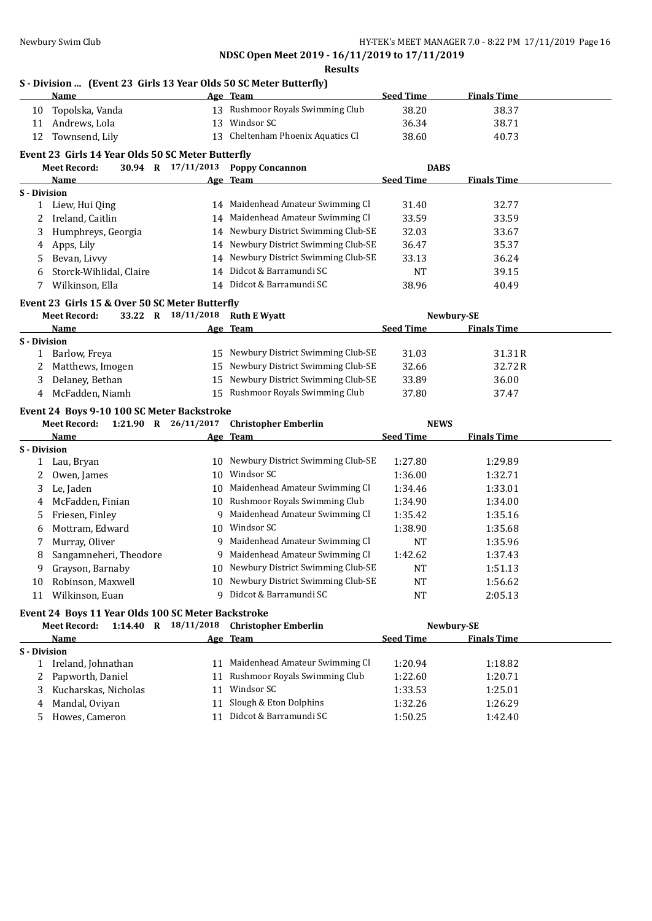**NDSC Open Meet 2019 - 16/11/2019 to 17/11/2019**

**Results**

### S - Division ... (Event 23 Girls 13 Year Olds 50 SC Meter Butterfly)

| | Name | Age | Team | Seed Time | Finals Time |
|---|---|---|---|---|---|
| 10 | Topolska, Vanda | 13 | Rushmoor Royals Swimming Club | 38.20 | 38.37 |
| 11 | Andrews, Lola | 13 | Windsor SC | 36.34 | 38.71 |
| 12 | Townsend, Lily | 13 | Cheltenham Phoenix Aquatics Cl | 38.60 | 40.73 |

### Event 23 Girls 14 Year Olds 50 SC Meter Butterfly

Meet Record: 30.94 R 17/11/2013 Poppy Concannon DABS

| | Name | Age | Team | Seed Time | Finals Time |
|---|---|---|---|---|---|
| **S - Division** | | | | | |
| 1 | Liew, Hui Qing | 14 | Maidenhead Amateur Swimming Cl | 31.40 | 32.77 |
| 2 | Ireland, Caitlin | 14 | Maidenhead Amateur Swimming Cl | 33.59 | 33.59 |
| 3 | Humphreys, Georgia | 14 | Newbury District Swimming Club-SE | 32.03 | 33.67 |
| 4 | Apps, Lily | 14 | Newbury District Swimming Club-SE | 36.47 | 35.37 |
| 5 | Bevan, Livvy | 14 | Newbury District Swimming Club-SE | 33.13 | 36.24 |
| 6 | Storck-Wihlidal, Claire | 14 | Didcot & Barramundi SC | NT | 39.15 |
| 7 | Wilkinson, Ella | 14 | Didcot & Barramundi SC | 38.96 | 40.49 |

### Event 23 Girls 15 & Over 50 SC Meter Butterfly

Meet Record: 33.22 R 18/11/2018 Ruth E Wyatt Newbury-SE

| | Name | Age | Team | Seed Time | Finals Time |
|---|---|---|---|---|---|
| **S - Division** | | | | | |
| 1 | Barlow, Freya | 15 | Newbury District Swimming Club-SE | 31.03 | 31.31R |
| 2 | Matthews, Imogen | 15 | Newbury District Swimming Club-SE | 32.66 | 32.72R |
| 3 | Delaney, Bethan | 15 | Newbury District Swimming Club-SE | 33.89 | 36.00 |
| 4 | McFadden, Niamh | 15 | Rushmoor Royals Swimming Club | 37.80 | 37.47 |

### Event 24 Boys 9-10 100 SC Meter Backstroke

Meet Record: 1:21.90 R 26/11/2017 Christopher Emberlin NEWS

| | Name | Age | Team | Seed Time | Finals Time |
|---|---|---|---|---|---|
| **S - Division** | | | | | |
| 1 | Lau, Bryan | 10 | Newbury District Swimming Club-SE | 1:27.80 | 1:29.89 |
| 2 | Owen, James | 10 | Windsor SC | 1:36.00 | 1:32.71 |
| 3 | Le, Jaden | 10 | Maidenhead Amateur Swimming Cl | 1:34.46 | 1:33.01 |
| 4 | McFadden, Finian | 10 | Rushmoor Royals Swimming Club | 1:34.90 | 1:34.00 |
| 5 | Friesen, Finley | 9 | Maidenhead Amateur Swimming Cl | 1:35.42 | 1:35.16 |
| 6 | Mottram, Edward | 10 | Windsor SC | 1:38.90 | 1:35.68 |
| 7 | Murray, Oliver | 9 | Maidenhead Amateur Swimming Cl | NT | 1:35.96 |
| 8 | Sangamneheri, Theodore | 9 | Maidenhead Amateur Swimming Cl | 1:42.62 | 1:37.43 |
| 9 | Grayson, Barnaby | 10 | Newbury District Swimming Club-SE | NT | 1:51.13 |
| 10 | Robinson, Maxwell | 10 | Newbury District Swimming Club-SE | NT | 1:56.62 |
| 11 | Wilkinson, Euan | 9 | Didcot & Barramundi SC | NT | 2:05.13 |

### Event 24 Boys 11 Year Olds 100 SC Meter Backstroke

Meet Record: 1:14.40 R 18/11/2018 Christopher Emberlin Newbury-SE

| | Name | Age | Team | Seed Time | Finals Time |
|---|---|---|---|---|---|
| **S - Division** | | | | | |
| 1 | Ireland, Johnathan | 11 | Maidenhead Amateur Swimming Cl | 1:20.94 | 1:18.82 |
| 2 | Papworth, Daniel | 11 | Rushmoor Royals Swimming Club | 1:22.60 | 1:20.71 |
| 3 | Kucharskas, Nicholas | 11 | Windsor SC | 1:33.53 | 1:25.01 |
| 4 | Mandal, Oviyan | 11 | Slough & Eton Dolphins | 1:32.26 | 1:26.29 |
| 5 | Howes, Cameron | 11 | Didcot & Barramundi SC | 1:50.25 | 1:42.40 |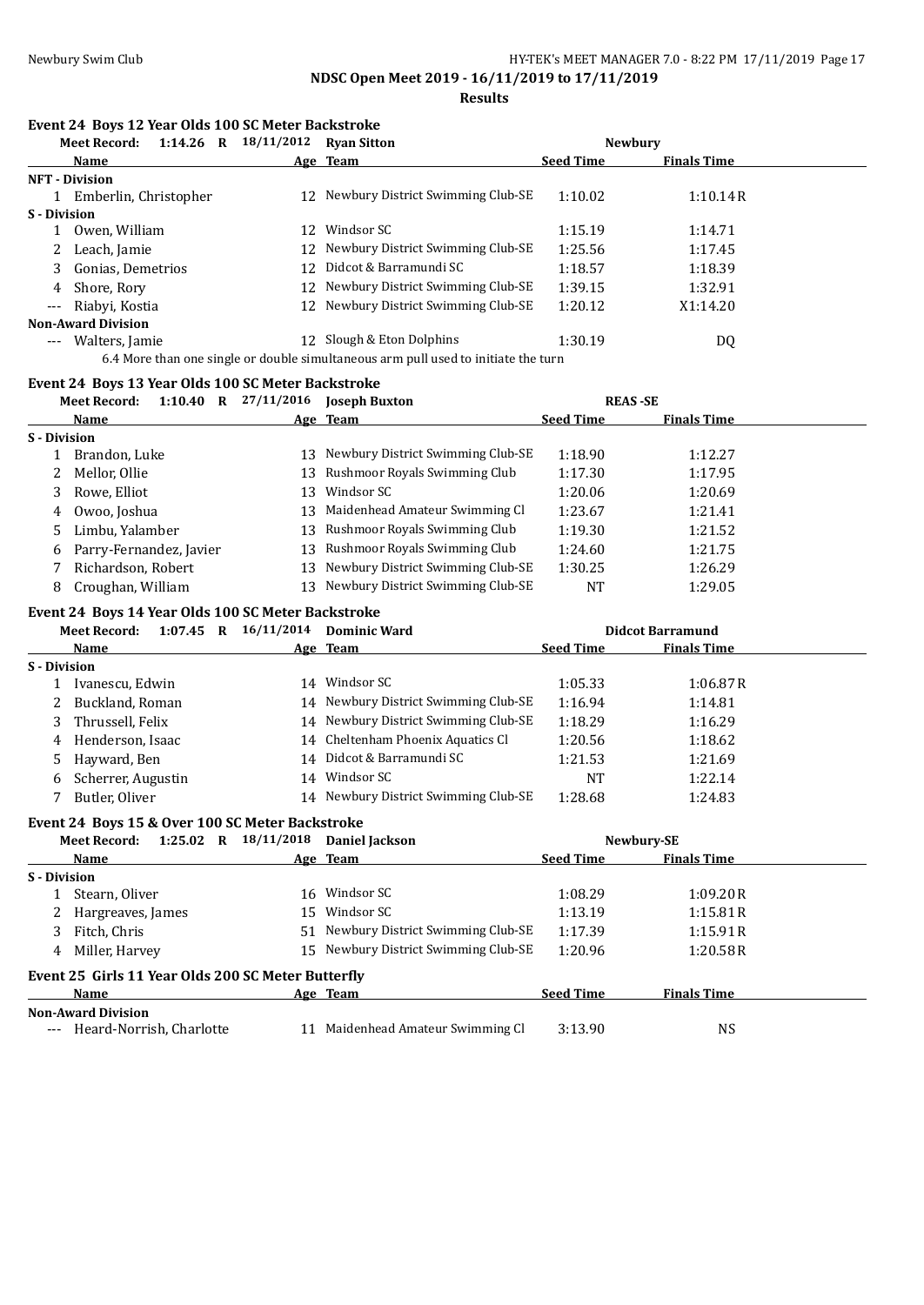**NDSC Open Meet 2019 - 16/11/2019 to 17/11/2019**

**Results**

### Event 24 Boys 12 Year Olds 100 SC Meter Backstroke

**Meet Record:** 1:14.26 R 18/11/2012 **Ryan Sitton** Newbury

| | Name | Age | Team | Seed Time | Finals Time |
|---|---|---|---|---|---|
| **NFT - Division** | | | | | |
| 1 | Emberlin, Christopher | 12 | Newbury District Swimming Club-SE | 1:10.02 | 1:10.14R |
| **S - Division** | | | | | |
| 1 | Owen, William | 12 | Windsor SC | 1:15.19 | 1:14.71 |
| 2 | Leach, Jamie | 12 | Newbury District Swimming Club-SE | 1:25.56 | 1:17.45 |
| 3 | Gonias, Demetrios | 12 | Didcot & Barramundi SC | 1:18.57 | 1:18.39 |
| 4 | Shore, Rory | 12 | Newbury District Swimming Club-SE | 1:39.15 | 1:32.91 |
| --- | Riabyi, Kostia | 12 | Newbury District Swimming Club-SE | 1:20.12 | X1:14.20 |
| **Non-Award Division** | | | | | |
| --- | Walters, Jamie | 12 | Slough & Eton Dolphins | 1:30.19 | DQ |

6.4 More than one single or double simultaneous arm pull used to initiate the turn

### Event 24 Boys 13 Year Olds 100 SC Meter Backstroke

**Meet Record:** 1:10.40 R 27/11/2016 **Joseph Buxton** REAS -SE

| | Name | Age | Team | Seed Time | Finals Time |
|---|---|---|---|---|---|
| **S - Division** | | | | | |
| 1 | Brandon, Luke | 13 | Newbury District Swimming Club-SE | 1:18.90 | 1:12.27 |
| 2 | Mellor, Ollie | 13 | Rushmoor Royals Swimming Club | 1:17.30 | 1:17.95 |
| 3 | Rowe, Elliot | 13 | Windsor SC | 1:20.06 | 1:20.69 |
| 4 | Owoo, Joshua | 13 | Maidenhead Amateur Swimming Cl | 1:23.67 | 1:21.41 |
| 5 | Limbu, Yalamber | 13 | Rushmoor Royals Swimming Club | 1:19.30 | 1:21.52 |
| 6 | Parry-Fernandez, Javier | 13 | Rushmoor Royals Swimming Club | 1:24.60 | 1:21.75 |
| 7 | Richardson, Robert | 13 | Newbury District Swimming Club-SE | 1:30.25 | 1:26.29 |
| 8 | Croughan, William | 13 | Newbury District Swimming Club-SE | NT | 1:29.05 |

### Event 24 Boys 14 Year Olds 100 SC Meter Backstroke

**Meet Record:** 1:07.45 R 16/11/2014 **Dominic Ward** Didcot Barramund

| | Name | Age | Team | Seed Time | Finals Time |
|---|---|---|---|---|---|
| **S - Division** | | | | | |
| 1 | Ivanescu, Edwin | 14 | Windsor SC | 1:05.33 | 1:06.87R |
| 2 | Buckland, Roman | 14 | Newbury District Swimming Club-SE | 1:16.94 | 1:14.81 |
| 3 | Thrussell, Felix | 14 | Newbury District Swimming Club-SE | 1:18.29 | 1:16.29 |
| 4 | Henderson, Isaac | 14 | Cheltenham Phoenix Aquatics Cl | 1:20.56 | 1:18.62 |
| 5 | Hayward, Ben | 14 | Didcot & Barramundi SC | 1:21.53 | 1:21.69 |
| 6 | Scherrer, Augustin | 14 | Windsor SC | NT | 1:22.14 |
| 7 | Butler, Oliver | 14 | Newbury District Swimming Club-SE | 1:28.68 | 1:24.83 |

### Event 24 Boys 15 & Over 100 SC Meter Backstroke

**Meet Record:** 1:25.02 R 18/11/2018 **Daniel Jackson** Newbury-SE

| | Name | Age | Team | Seed Time | Finals Time |
|---|---|---|---|---|---|
| **S - Division** | | | | | |
| 1 | Stearn, Oliver | 16 | Windsor SC | 1:08.29 | 1:09.20R |
| 2 | Hargreaves, James | 15 | Windsor SC | 1:13.19 | 1:15.81R |
| 3 | Fitch, Chris | 51 | Newbury District Swimming Club-SE | 1:17.39 | 1:15.91R |
| 4 | Miller, Harvey | 15 | Newbury District Swimming Club-SE | 1:20.96 | 1:20.58R |

### Event 25 Girls 11 Year Olds 200 SC Meter Butterfly

| | Name | Age | Team | Seed Time | Finals Time |
|---|---|---|---|---|---|
| **Non-Award Division** | | | | | |
| --- | Heard-Norrish, Charlotte | 11 | Maidenhead Amateur Swimming Cl | 3:13.90 | NS |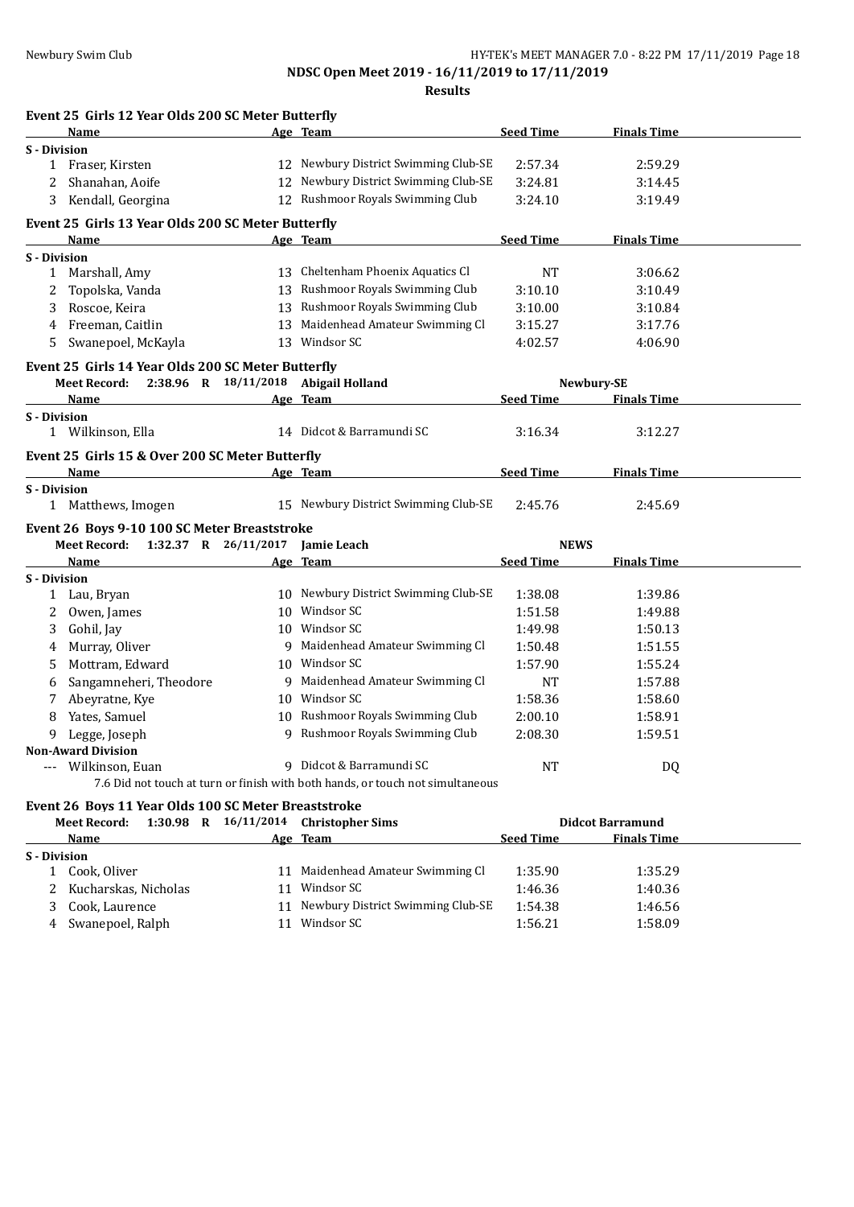# NDSC Open Meet 2019 - 16/11/2019 to 17/11/2019

## Results

### Event 25 Girls 12 Year Olds 200 SC Meter Butterfly

| | Name | Age | Team | Seed Time | Finals Time |
|---|---|---|---|---|---|
| **S - Division** | | | | | |
| 1 | Fraser, Kirsten | 12 | Newbury District Swimming Club-SE | 2:57.34 | 2:59.29 |
| 2 | Shanahan, Aoife | 12 | Newbury District Swimming Club-SE | 3:24.81 | 3:14.45 |
| 3 | Kendall, Georgina | 12 | Rushmoor Royals Swimming Club | 3:24.10 | 3:19.49 |

### Event 25 Girls 13 Year Olds 200 SC Meter Butterfly

| | Name | Age | Team | Seed Time | Finals Time |
|---|---|---|---|---|---|
| **S - Division** | | | | | |
| 1 | Marshall, Amy | 13 | Cheltenham Phoenix Aquatics Cl | NT | 3:06.62 |
| 2 | Topolska, Vanda | 13 | Rushmoor Royals Swimming Club | 3:10.10 | 3:10.49 |
| 3 | Roscoe, Keira | 13 | Rushmoor Royals Swimming Club | 3:10.00 | 3:10.84 |
| 4 | Freeman, Caitlin | 13 | Maidenhead Amateur Swimming Cl | 3:15.27 | 3:17.76 |
| 5 | Swanepoel, McKayla | 13 | Windsor SC | 4:02.57 | 4:06.90 |

### Event 25 Girls 14 Year Olds 200 SC Meter Butterfly

**Meet Record:** 2:38.96 R 18/11/2018 Abigail Holland — Newbury-SE

| | Name | Age | Team | Seed Time | Finals Time |
|---|---|---|---|---|---|
| **S - Division** | | | | | |
| 1 | Wilkinson, Ella | 14 | Didcot & Barramundi SC | 3:16.34 | 3:12.27 |

### Event 25 Girls 15 & Over 200 SC Meter Butterfly

| | Name | Age | Team | Seed Time | Finals Time |
|---|---|---|---|---|---|
| **S - Division** | | | | | |
| 1 | Matthews, Imogen | 15 | Newbury District Swimming Club-SE | 2:45.76 | 2:45.69 |

### Event 26 Boys 9-10 100 SC Meter Breaststroke

**Meet Record:** 1:32.37 R 26/11/2017 Jamie Leach — NEWS

| | Name | Age | Team | Seed Time | Finals Time |
|---|---|---|---|---|---|
| **S - Division** | | | | | |
| 1 | Lau, Bryan | 10 | Newbury District Swimming Club-SE | 1:38.08 | 1:39.86 |
| 2 | Owen, James | 10 | Windsor SC | 1:51.58 | 1:49.88 |
| 3 | Gohil, Jay | 10 | Windsor SC | 1:49.98 | 1:50.13 |
| 4 | Murray, Oliver | 9 | Maidenhead Amateur Swimming Cl | 1:50.48 | 1:51.55 |
| 5 | Mottram, Edward | 10 | Windsor SC | 1:57.90 | 1:55.24 |
| 6 | Sangamneheri, Theodore | 9 | Maidenhead Amateur Swimming Cl | NT | 1:57.88 |
| 7 | Abeyratne, Kye | 10 | Windsor SC | 1:58.36 | 1:58.60 |
| 8 | Yates, Samuel | 10 | Rushmoor Royals Swimming Club | 2:00.10 | 1:58.91 |
| 9 | Legge, Joseph | 9 | Rushmoor Royals Swimming Club | 2:08.30 | 1:59.51 |
| **Non-Award Division** | | | | | |
| --- | Wilkinson, Euan | 9 | Didcot & Barramundi SC | NT | DQ |

7.6 Did not touch at turn or finish with both hands, or touch not simultaneous

### Event 26 Boys 11 Year Olds 100 SC Meter Breaststroke

**Meet Record:** 1:30.98 R 16/11/2014 Christopher Sims — Didcot Barramund

| | Name | Age | Team | Seed Time | Finals Time |
|---|---|---|---|---|---|
| **S - Division** | | | | | |
| 1 | Cook, Oliver | 11 | Maidenhead Amateur Swimming Cl | 1:35.90 | 1:35.29 |
| 2 | Kucharskas, Nicholas | 11 | Windsor SC | 1:46.36 | 1:40.36 |
| 3 | Cook, Laurence | 11 | Newbury District Swimming Club-SE | 1:54.38 | 1:46.56 |
| 4 | Swanepoel, Ralph | 11 | Windsor SC | 1:56.21 | 1:58.09 |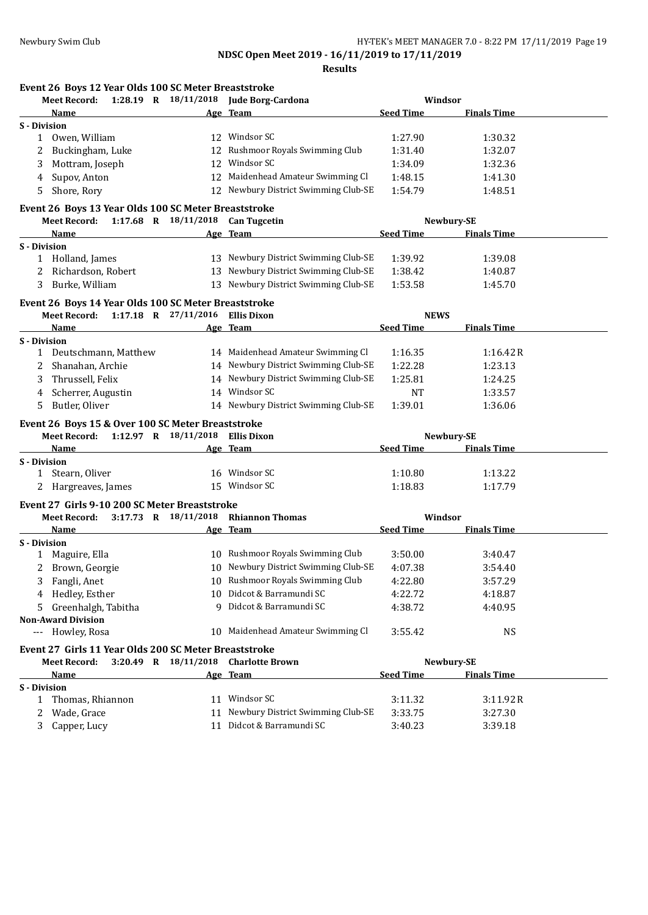**NDSC Open Meet 2019 - 16/11/2019 to 17/11/2019**

**Results**

### Event 26 Boys 12 Year Olds 100 SC Meter Breaststroke

Meet Record: 1:28.19 R 18/11/2018 Jude Borg-Cardona Windsor

| | Name | Age | Team | Seed Time | Finals Time |
|---|---|---|---|---|---|
| **S - Division** | | | | | |
| 1 | Owen, William | 12 | Windsor SC | 1:27.90 | 1:30.32 |
| 2 | Buckingham, Luke | 12 | Rushmoor Royals Swimming Club | 1:31.40 | 1:32.07 |
| 3 | Mottram, Joseph | 12 | Windsor SC | 1:34.09 | 1:32.36 |
| 4 | Supov, Anton | 12 | Maidenhead Amateur Swimming Cl | 1:48.15 | 1:41.30 |
| 5 | Shore, Rory | 12 | Newbury District Swimming Club-SE | 1:54.79 | 1:48.51 |

### Event 26 Boys 13 Year Olds 100 SC Meter Breaststroke

Meet Record: 1:17.68 R 18/11/2018 Can Tugcetin Newbury-SE

| | Name | Age | Team | Seed Time | Finals Time |
|---|---|---|---|---|---|
| **S - Division** | | | | | |
| 1 | Holland, James | 13 | Newbury District Swimming Club-SE | 1:39.92 | 1:39.08 |
| 2 | Richardson, Robert | 13 | Newbury District Swimming Club-SE | 1:38.42 | 1:40.87 |
| 3 | Burke, William | 13 | Newbury District Swimming Club-SE | 1:53.58 | 1:45.70 |

### Event 26 Boys 14 Year Olds 100 SC Meter Breaststroke

Meet Record: 1:17.18 R 27/11/2016 Ellis Dixon NEWS

| | Name | Age | Team | Seed Time | Finals Time |
|---|---|---|---|---|---|
| **S - Division** | | | | | |
| 1 | Deutschmann, Matthew | 14 | Maidenhead Amateur Swimming Cl | 1:16.35 | 1:16.42R |
| 2 | Shanahan, Archie | 14 | Newbury District Swimming Club-SE | 1:22.28 | 1:23.13 |
| 3 | Thrussell, Felix | 14 | Newbury District Swimming Club-SE | 1:25.81 | 1:24.25 |
| 4 | Scherrer, Augustin | 14 | Windsor SC | NT | 1:33.57 |
| 5 | Butler, Oliver | 14 | Newbury District Swimming Club-SE | 1:39.01 | 1:36.06 |

### Event 26 Boys 15 & Over 100 SC Meter Breaststroke

Meet Record: 1:12.97 R 18/11/2018 Ellis Dixon Newbury-SE

| | Name | Age | Team | Seed Time | Finals Time |
|---|---|---|---|---|---|
| **S - Division** | | | | | |
| 1 | Stearn, Oliver | 16 | Windsor SC | 1:10.80 | 1:13.22 |
| 2 | Hargreaves, James | 15 | Windsor SC | 1:18.83 | 1:17.79 |

### Event 27 Girls 9-10 200 SC Meter Breaststroke

Meet Record: 3:17.73 R 18/11/2018 Rhiannon Thomas Windsor

| | Name | Age | Team | Seed Time | Finals Time |
|---|---|---|---|---|---|
| **S - Division** | | | | | |
| 1 | Maguire, Ella | 10 | Rushmoor Royals Swimming Club | 3:50.00 | 3:40.47 |
| 2 | Brown, Georgie | 10 | Newbury District Swimming Club-SE | 4:07.38 | 3:54.40 |
| 3 | Fangli, Anet | 10 | Rushmoor Royals Swimming Club | 4:22.80 | 3:57.29 |
| 4 | Hedley, Esther | 10 | Didcot & Barramundi SC | 4:22.72 | 4:18.87 |
| 5 | Greenhalgh, Tabitha | 9 | Didcot & Barramundi SC | 4:38.72 | 4:40.95 |
| **Non-Award Division** | | | | | |
| --- | Howley, Rosa | 10 | Maidenhead Amateur Swimming Cl | 3:55.42 | NS |

### Event 27 Girls 11 Year Olds 200 SC Meter Breaststroke

Meet Record: 3:20.49 R 18/11/2018 Charlotte Brown Newbury-SE

| | Name | Age | Team | Seed Time | Finals Time |
|---|---|---|---|---|---|
| **S - Division** | | | | | |
| 1 | Thomas, Rhiannon | 11 | Windsor SC | 3:11.32 | 3:11.92R |
| 2 | Wade, Grace | 11 | Newbury District Swimming Club-SE | 3:33.75 | 3:27.30 |
| 3 | Capper, Lucy | 11 | Didcot & Barramundi SC | 3:40.23 | 3:39.18 |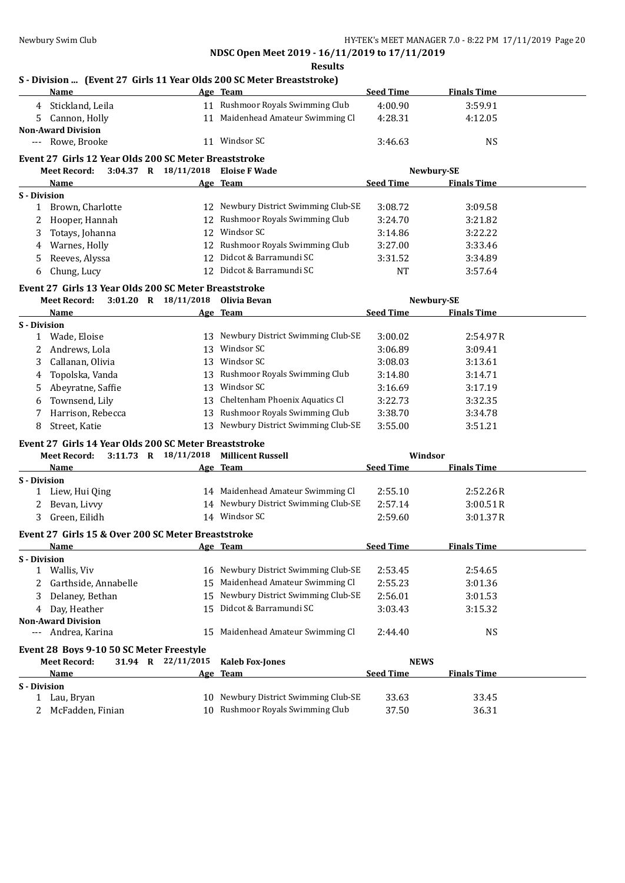**NDSC Open Meet 2019 - 16/11/2019 to 17/11/2019**

**Results**

### S - Division ... (Event 27 Girls 11 Year Olds 200 SC Meter Breaststroke)

| | Name | Age | Team | Seed Time | Finals Time |
|---|---|---|---|---|---|
| 4 | Stickland, Leila | 11 | Rushmoor Royals Swimming Club | 4:00.90 | 3:59.91 |
| 5 | Cannon, Holly | 11 | Maidenhead Amateur Swimming Cl | 4:28.31 | 4:12.05 |
| **Non-Award Division** | | | | | |
| --- | Rowe, Brooke | 11 | Windsor SC | 3:46.63 | NS |

### Event 27 Girls 12 Year Olds 200 SC Meter Breaststroke

Meet Record: 3:04.37 R 18/11/2018 Eloise F Wade — Newbury-SE

| | Name | Age | Team | Seed Time | Finals Time |
|---|---|---|---|---|---|
| **S - Division** | | | | | |
| 1 | Brown, Charlotte | 12 | Newbury District Swimming Club-SE | 3:08.72 | 3:09.58 |
| 2 | Hooper, Hannah | 12 | Rushmoor Royals Swimming Club | 3:24.70 | 3:21.82 |
| 3 | Totays, Johanna | 12 | Windsor SC | 3:14.86 | 3:22.22 |
| 4 | Warnes, Holly | 12 | Rushmoor Royals Swimming Club | 3:27.00 | 3:33.46 |
| 5 | Reeves, Alyssa | 12 | Didcot & Barramundi SC | 3:31.52 | 3:34.89 |
| 6 | Chung, Lucy | 12 | Didcot & Barramundi SC | NT | 3:57.64 |

### Event 27 Girls 13 Year Olds 200 SC Meter Breaststroke

Meet Record: 3:01.20 R 18/11/2018 Olivia Bevan — Newbury-SE

| | Name | Age | Team | Seed Time | Finals Time |
|---|---|---|---|---|---|
| **S - Division** | | | | | |
| 1 | Wade, Eloise | 13 | Newbury District Swimming Club-SE | 3:00.02 | 2:54.97R |
| 2 | Andrews, Lola | 13 | Windsor SC | 3:06.89 | 3:09.41 |
| 3 | Callanan, Olivia | 13 | Windsor SC | 3:08.03 | 3:13.61 |
| 4 | Topolska, Vanda | 13 | Rushmoor Royals Swimming Club | 3:14.80 | 3:14.71 |
| 5 | Abeyratne, Saffie | 13 | Windsor SC | 3:16.69 | 3:17.19 |
| 6 | Townsend, Lily | 13 | Cheltenham Phoenix Aquatics Cl | 3:22.73 | 3:32.35 |
| 7 | Harrison, Rebecca | 13 | Rushmoor Royals Swimming Club | 3:38.70 | 3:34.78 |
| 8 | Street, Katie | 13 | Newbury District Swimming Club-SE | 3:55.00 | 3:51.21 |

### Event 27 Girls 14 Year Olds 200 SC Meter Breaststroke

Meet Record: 3:11.73 R 18/11/2018 Millicent Russell — Windsor

| | Name | Age | Team | Seed Time | Finals Time |
|---|---|---|---|---|---|
| **S - Division** | | | | | |
| 1 | Liew, Hui Qing | 14 | Maidenhead Amateur Swimming Cl | 2:55.10 | 2:52.26R |
| 2 | Bevan, Livvy | 14 | Newbury District Swimming Club-SE | 2:57.14 | 3:00.51R |
| 3 | Green, Eilidh | 14 | Windsor SC | 2:59.60 | 3:01.37R |

### Event 27 Girls 15 & Over 200 SC Meter Breaststroke

| | Name | Age | Team | Seed Time | Finals Time |
|---|---|---|---|---|---|
| **S - Division** | | | | | |
| 1 | Wallis, Viv | 16 | Newbury District Swimming Club-SE | 2:53.45 | 2:54.65 |
| 2 | Garthside, Annabelle | 15 | Maidenhead Amateur Swimming Cl | 2:55.23 | 3:01.36 |
| 3 | Delaney, Bethan | 15 | Newbury District Swimming Club-SE | 2:56.01 | 3:01.53 |
| 4 | Day, Heather | 15 | Didcot & Barramundi SC | 3:03.43 | 3:15.32 |
| **Non-Award Division** | | | | | |
| --- | Andrea, Karina | 15 | Maidenhead Amateur Swimming Cl | 2:44.40 | NS |

### Event 28 Boys 9-10 50 SC Meter Freestyle

Meet Record: 31.94 R 22/11/2015 Kaleb Fox-Jones — NEWS

| | Name | Age | Team | Seed Time | Finals Time |
|---|---|---|---|---|---|
| **S - Division** | | | | | |
| 1 | Lau, Bryan | 10 | Newbury District Swimming Club-SE | 33.63 | 33.45 |
| 2 | McFadden, Finian | 10 | Rushmoor Royals Swimming Club | 37.50 | 36.31 |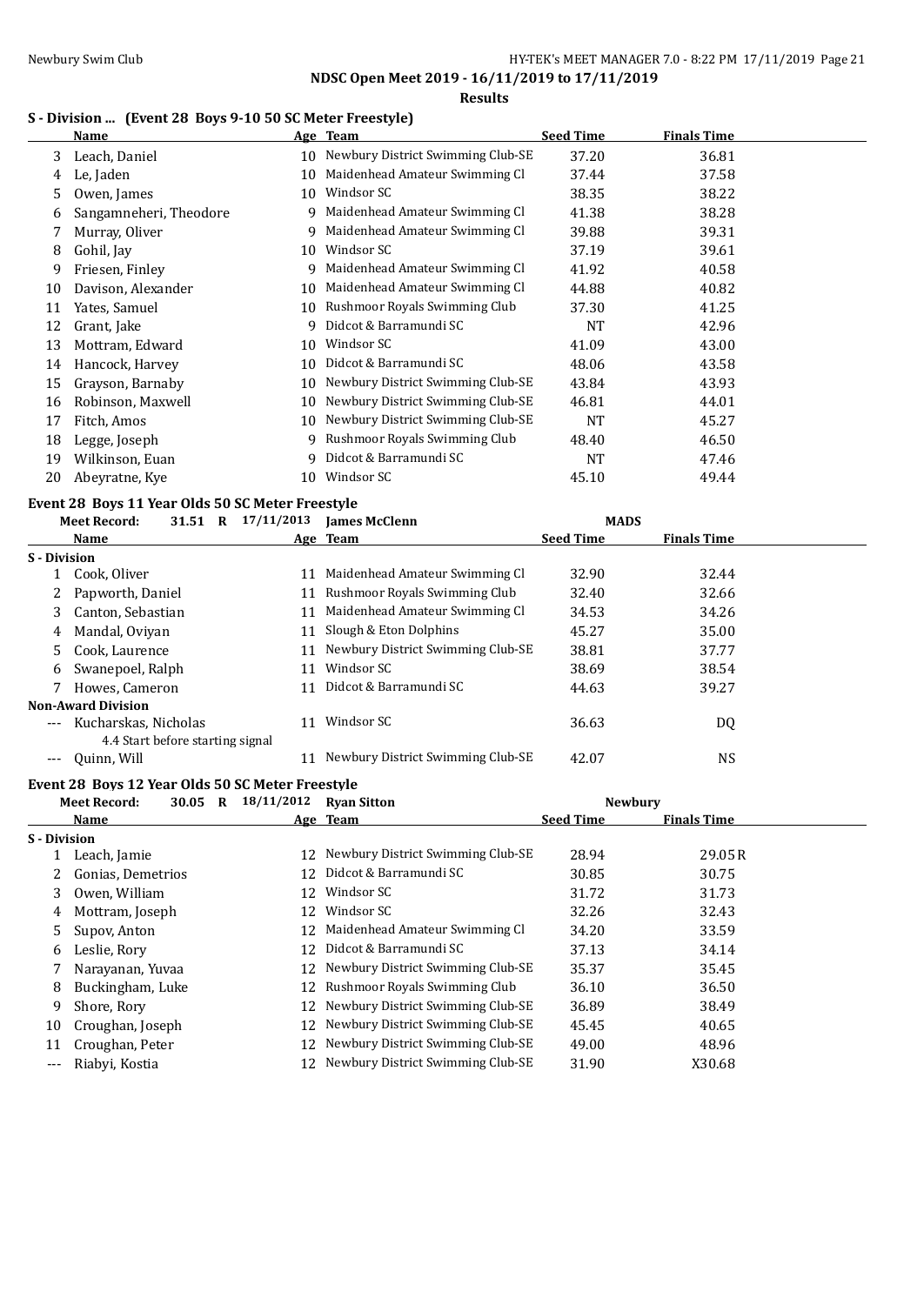**NDSC Open Meet 2019 - 16/11/2019 to 17/11/2019**

**Results**

### S - Division ... (Event 28 Boys 9-10 50 SC Meter Freestyle)

| | Name | Age | Team | Seed Time | Finals Time |
|---|---|---|---|---|---|
| 3 | Leach, Daniel | 10 | Newbury District Swimming Club-SE | 37.20 | 36.81 |
| 4 | Le, Jaden | 10 | Maidenhead Amateur Swimming Cl | 37.44 | 37.58 |
| 5 | Owen, James | 10 | Windsor SC | 38.35 | 38.22 |
| 6 | Sangamneheri, Theodore | 9 | Maidenhead Amateur Swimming Cl | 41.38 | 38.28 |
| 7 | Murray, Oliver | 9 | Maidenhead Amateur Swimming Cl | 39.88 | 39.31 |
| 8 | Gohil, Jay | 10 | Windsor SC | 37.19 | 39.61 |
| 9 | Friesen, Finley | 9 | Maidenhead Amateur Swimming Cl | 41.92 | 40.58 |
| 10 | Davison, Alexander | 10 | Maidenhead Amateur Swimming Cl | 44.88 | 40.82 |
| 11 | Yates, Samuel | 10 | Rushmoor Royals Swimming Club | 37.30 | 41.25 |
| 12 | Grant, Jake | 9 | Didcot & Barramundi SC | NT | 42.96 |
| 13 | Mottram, Edward | 10 | Windsor SC | 41.09 | 43.00 |
| 14 | Hancock, Harvey | 10 | Didcot & Barramundi SC | 48.06 | 43.58 |
| 15 | Grayson, Barnaby | 10 | Newbury District Swimming Club-SE | 43.84 | 43.93 |
| 16 | Robinson, Maxwell | 10 | Newbury District Swimming Club-SE | 46.81 | 44.01 |
| 17 | Fitch, Amos | 10 | Newbury District Swimming Club-SE | NT | 45.27 |
| 18 | Legge, Joseph | 9 | Rushmoor Royals Swimming Club | 48.40 | 46.50 |
| 19 | Wilkinson, Euan | 9 | Didcot & Barramundi SC | NT | 47.46 |
| 20 | Abeyratne, Kye | 10 | Windsor SC | 45.10 | 49.44 |

### Event 28 Boys 11 Year Olds 50 SC Meter Freestyle

Meet Record: 31.51 R 17/11/2013 James McClenn MADS

| | Name | Age | Team | Seed Time | Finals Time |
|---|---|---|---|---|---|
| **S - Division** | | | | | |
| 1 | Cook, Oliver | 11 | Maidenhead Amateur Swimming Cl | 32.90 | 32.44 |
| 2 | Papworth, Daniel | 11 | Rushmoor Royals Swimming Club | 32.40 | 32.66 |
| 3 | Canton, Sebastian | 11 | Maidenhead Amateur Swimming Cl | 34.53 | 34.26 |
| 4 | Mandal, Oviyan | 11 | Slough & Eton Dolphins | 45.27 | 35.00 |
| 5 | Cook, Laurence | 11 | Newbury District Swimming Club-SE | 38.81 | 37.77 |
| 6 | Swanepoel, Ralph | 11 | Windsor SC | 38.69 | 38.54 |
| 7 | Howes, Cameron | 11 | Didcot & Barramundi SC | 44.63 | 39.27 |
| **Non-Award Division** | | | | | |
| --- | Kucharskas, Nicholas | 11 | Windsor SC | 36.63 | DQ |
| | 4.4 Start before starting signal | | | | |
| --- | Quinn, Will | 11 | Newbury District Swimming Club-SE | 42.07 | NS |

### Event 28 Boys 12 Year Olds 50 SC Meter Freestyle

Meet Record: 30.05 R 18/11/2012 Ryan Sitton Newbury

| | Name | Age | Team | Seed Time | Finals Time |
|---|---|---|---|---|---|
| **S - Division** | | | | | |
| 1 | Leach, Jamie | 12 | Newbury District Swimming Club-SE | 28.94 | 29.05R |
| 2 | Gonias, Demetrios | 12 | Didcot & Barramundi SC | 30.85 | 30.75 |
| 3 | Owen, William | 12 | Windsor SC | 31.72 | 31.73 |
| 4 | Mottram, Joseph | 12 | Windsor SC | 32.26 | 32.43 |
| 5 | Supov, Anton | 12 | Maidenhead Amateur Swimming Cl | 34.20 | 33.59 |
| 6 | Leslie, Rory | 12 | Didcot & Barramundi SC | 37.13 | 34.14 |
| 7 | Narayanan, Yuvaa | 12 | Newbury District Swimming Club-SE | 35.37 | 35.45 |
| 8 | Buckingham, Luke | 12 | Rushmoor Royals Swimming Club | 36.10 | 36.50 |
| 9 | Shore, Rory | 12 | Newbury District Swimming Club-SE | 36.89 | 38.49 |
| 10 | Croughan, Joseph | 12 | Newbury District Swimming Club-SE | 45.45 | 40.65 |
| 11 | Croughan, Peter | 12 | Newbury District Swimming Club-SE | 49.00 | 48.96 |
| --- | Riabyi, Kostia | 12 | Newbury District Swimming Club-SE | 31.90 | X30.68 |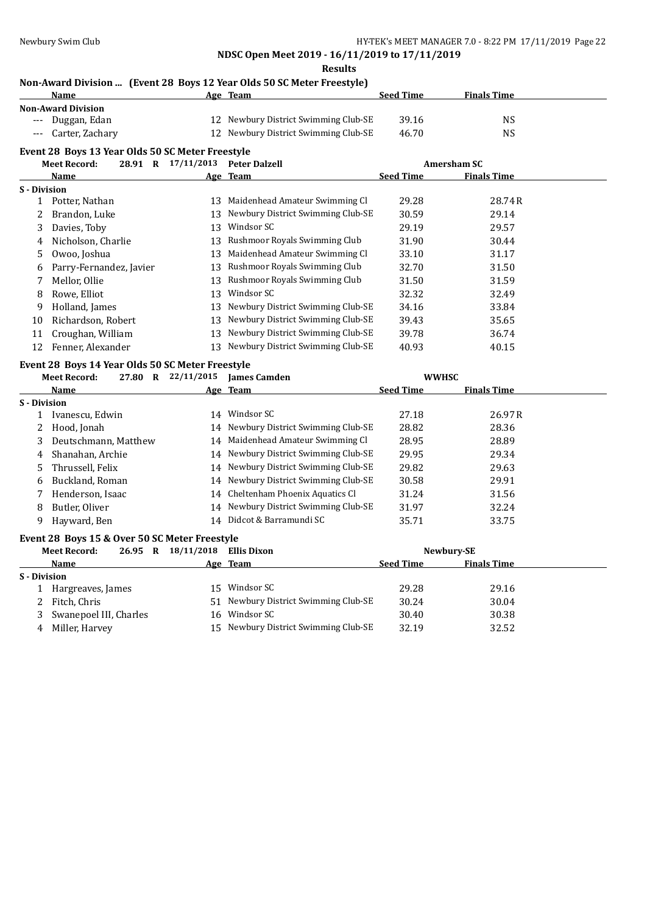NDSC Open Meet 2019 - 16/11/2019 to 17/11/2019

**Results**

### Non-Award Division ... (Event 28 Boys 12 Year Olds 50 SC Meter Freestyle)

| | Name | Age | Team | Seed Time | Finals Time |
|---|---|---|---|---|---|
| **Non-Award Division** | | | | | |
| --- | Duggan, Edan | 12 | Newbury District Swimming Club-SE | 39.16 | NS |
| --- | Carter, Zachary | 12 | Newbury District Swimming Club-SE | 46.70 | NS |

### Event 28 Boys 13 Year Olds 50 SC Meter Freestyle

**Meet Record:** 28.91 R 17/11/2013 Peter Dalzell — Amersham SC

| | Name | Age | Team | Seed Time | Finals Time |
|---|---|---|---|---|---|
| **S - Division** | | | | | |
| 1 | Potter, Nathan | 13 | Maidenhead Amateur Swimming Cl | 29.28 | 28.74R |
| 2 | Brandon, Luke | 13 | Newbury District Swimming Club-SE | 30.59 | 29.14 |
| 3 | Davies, Toby | 13 | Windsor SC | 29.19 | 29.57 |
| 4 | Nicholson, Charlie | 13 | Rushmoor Royals Swimming Club | 31.90 | 30.44 |
| 5 | Owoo, Joshua | 13 | Maidenhead Amateur Swimming Cl | 33.10 | 31.17 |
| 6 | Parry-Fernandez, Javier | 13 | Rushmoor Royals Swimming Club | 32.70 | 31.50 |
| 7 | Mellor, Ollie | 13 | Rushmoor Royals Swimming Club | 31.50 | 31.59 |
| 8 | Rowe, Elliot | 13 | Windsor SC | 32.32 | 32.49 |
| 9 | Holland, James | 13 | Newbury District Swimming Club-SE | 34.16 | 33.84 |
| 10 | Richardson, Robert | 13 | Newbury District Swimming Club-SE | 39.43 | 35.65 |
| 11 | Croughan, William | 13 | Newbury District Swimming Club-SE | 39.78 | 36.74 |
| 12 | Fenner, Alexander | 13 | Newbury District Swimming Club-SE | 40.93 | 40.15 |

### Event 28 Boys 14 Year Olds 50 SC Meter Freestyle

**Meet Record:** 27.80 R 22/11/2015 James Camden — WWHSC

| | Name | Age | Team | Seed Time | Finals Time |
|---|---|---|---|---|---|
| **S - Division** | | | | | |
| 1 | Ivanescu, Edwin | 14 | Windsor SC | 27.18 | 26.97R |
| 2 | Hood, Jonah | 14 | Newbury District Swimming Club-SE | 28.82 | 28.36 |
| 3 | Deutschmann, Matthew | 14 | Maidenhead Amateur Swimming Cl | 28.95 | 28.89 |
| 4 | Shanahan, Archie | 14 | Newbury District Swimming Club-SE | 29.95 | 29.34 |
| 5 | Thrussell, Felix | 14 | Newbury District Swimming Club-SE | 29.82 | 29.63 |
| 6 | Buckland, Roman | 14 | Newbury District Swimming Club-SE | 30.58 | 29.91 |
| 7 | Henderson, Isaac | 14 | Cheltenham Phoenix Aquatics Cl | 31.24 | 31.56 |
| 8 | Butler, Oliver | 14 | Newbury District Swimming Club-SE | 31.97 | 32.24 |
| 9 | Hayward, Ben | 14 | Didcot & Barramundi SC | 35.71 | 33.75 |

### Event 28 Boys 15 & Over 50 SC Meter Freestyle

**Meet Record:** 26.95 R 18/11/2018 Ellis Dixon — Newbury-SE

| | Name | Age | Team | Seed Time | Finals Time |
|---|---|---|---|---|---|
| **S - Division** | | | | | |
| 1 | Hargreaves, James | 15 | Windsor SC | 29.28 | 29.16 |
| 2 | Fitch, Chris | 51 | Newbury District Swimming Club-SE | 30.24 | 30.04 |
| 3 | Swanepoel III, Charles | 16 | Windsor SC | 30.40 | 30.38 |
| 4 | Miller, Harvey | 15 | Newbury District Swimming Club-SE | 32.19 | 32.52 |